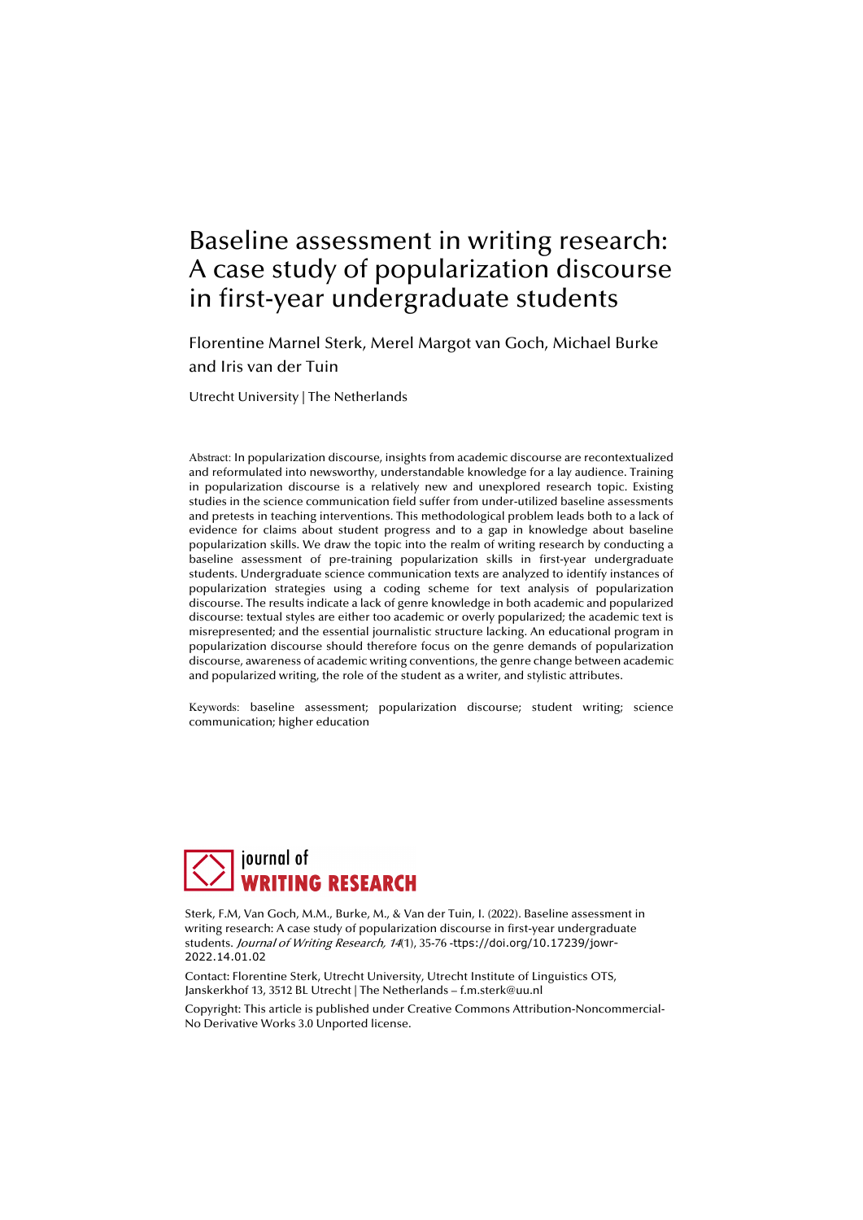# Baseline assessment in writing research: A case study of popularization discourse in first-year undergraduate students

Florentine Marnel Sterk, Merel Margot van Goch, Michael Burke and Iris van der Tuin

Utrecht University | The Netherlands

Abstract: In popularization discourse, insights from academic discourse are recontextualized and reformulated into newsworthy, understandable knowledge for a lay audience. Training in popularization discourse is a relatively new and unexplored research topic. Existing studies in the science communication field suffer from under-utilized baseline assessments and pretests in teaching interventions. This methodological problem leads both to a lack of evidence for claims about student progress and to a gap in knowledge about baseline popularization skills. We draw the topic into the realm of writing research by conducting a baseline assessment of pre-training popularization skills in first-year undergraduate students. Undergraduate science communication texts are analyzed to identify instances of popularization strategies using a coding scheme for text analysis of popularization discourse. The results indicate a lack of genre knowledge in both academic and popularized discourse: textual styles are either too academic or overly popularized; the academic text is misrepresented; and the essential journalistic structure lacking. An educational program in popularization discourse should therefore focus on the genre demands of popularization discourse, awareness of academic writing conventions, the genre change between academic and popularized writing, the role of the student as a writer, and stylistic attributes.

Keywords: baseline assessment; popularization discourse; student writing; science communication; higher education

Sterk, F.M, Van Goch, M.M., Burke, M., & Van der Tuin, I. (2022). Baseline assessment in writing research: A case study of popularization discourse in first-year undergraduate students. *Journal of Writing Research, 14*(1), 35-76 -ttps://doi.org/10.17239/jowr-2022.14.01.02

Contact: Florentine Sterk, Utrecht University, Utrecht Institute of Linguistics OTS, Janskerkhof 13, 3512 BL Utrecht | The Netherlands – f.m.sterk@uu.nl

Copyright: This article is published under Creative Commons Attribution-Noncommercial-No Derivative Works 3.0 Unported license.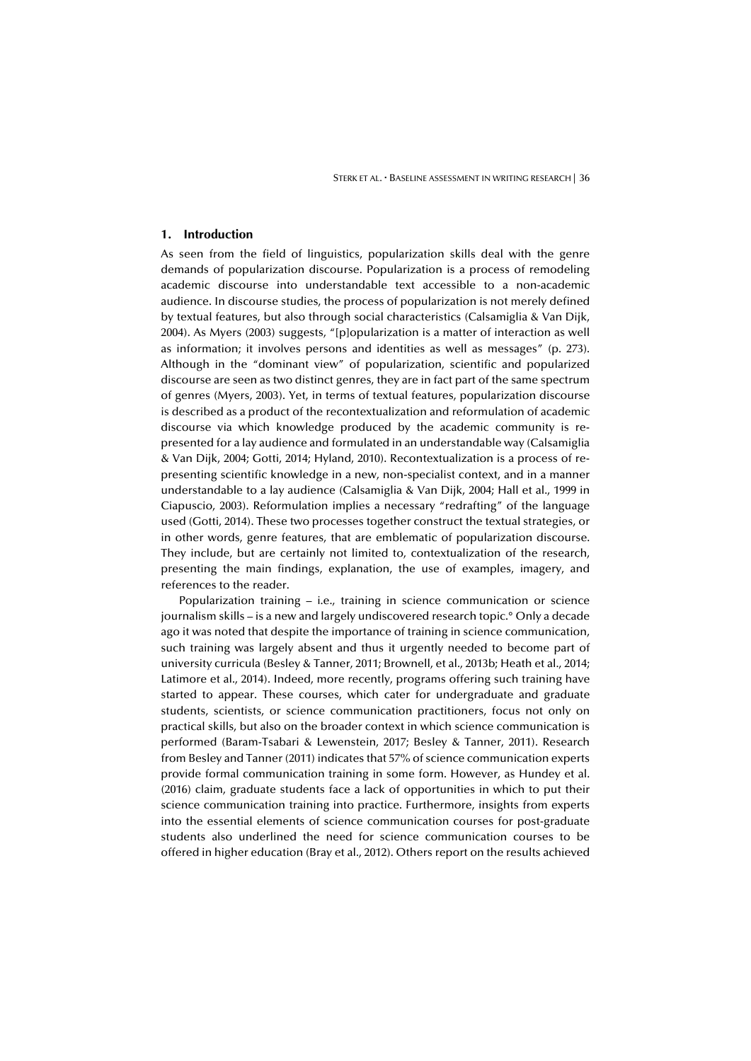## 1. Introduction

As seen from the field of linguistics, popularization skills deal with the genre demands of popularization discourse. Popularization is a process of remodeling academic discourse into understandable text accessible to a non-academic audience. In discourse studies, the process of popularization is not merely defined by textual features, but also through social characteristics (Calsamiglia & Van Dijk, 2004). As Myers (2003) suggests, "[p]opularization is a matter of interaction as well as information; it involves persons and identities as well as messages" (p. 273). Although in the "dominant view" of popularization, scientific and popularized discourse are seen as two distinct genres, they are in fact part of the same spectrum of genres (Myers, 2003). Yet, in terms of textual features, popularization discourse is described as a product of the recontextualization and reformulation of academic discourse via which knowledge produced by the academic community is re-presented for a lay audience and formulated in an understandable way (Calsamiglia & Van Dijk, 2004; Gotti, 2014; Hyland, 2010). Recontextualization is a process of re-presenting scientific knowledge in a new, non-specialist context, and in a manner understandable to a lay audience (Calsamiglia & Van Dijk, 2004; Hall et al., 1999 in Ciapuscio, 2003). Reformulation implies a necessary "redrafting" of the language used (Gotti, 2014). These two processes together construct the textual strategies, or in other words, genre features, that are emblematic of popularization discourse. They include, but are certainly not limited to, contextualization of the research, presenting the main findings, explanation, the use of examples, imagery, and references to the reader.

Popularization training – i.e., training in science communication or science journalism skills – is a new and largely undiscovered research topic.[6] Only a decade ago it was noted that despite the importance of training in science communication, such training was largely absent and thus it urgently needed to become part of university curricula (Besley & Tanner, 2011; Brownell, et al., 2013b; Heath et al., 2014; Latimore et al., 2014). Indeed, more recently, programs offering such training have started to appear. These courses, which cater for undergraduate and graduate students, scientists, or science communication practitioners, focus not only on practical skills, but also on the broader context in which science communication is performed (Baram-Tsabari & Lewenstein, 2017; Besley & Tanner, 2011). Research from Besley and Tanner (2011) indicates that 57% of science communication experts provide formal communication training in some form. However, as Hundey et al. (2016) claim, graduate students face a lack of opportunities in which to put their science communication training into practice. Furthermore, insights from experts into the essential elements of science communication courses for post-graduate students also underlined the need for science communication courses to be offered in higher education (Bray et al., 2012). Others report on the results achieved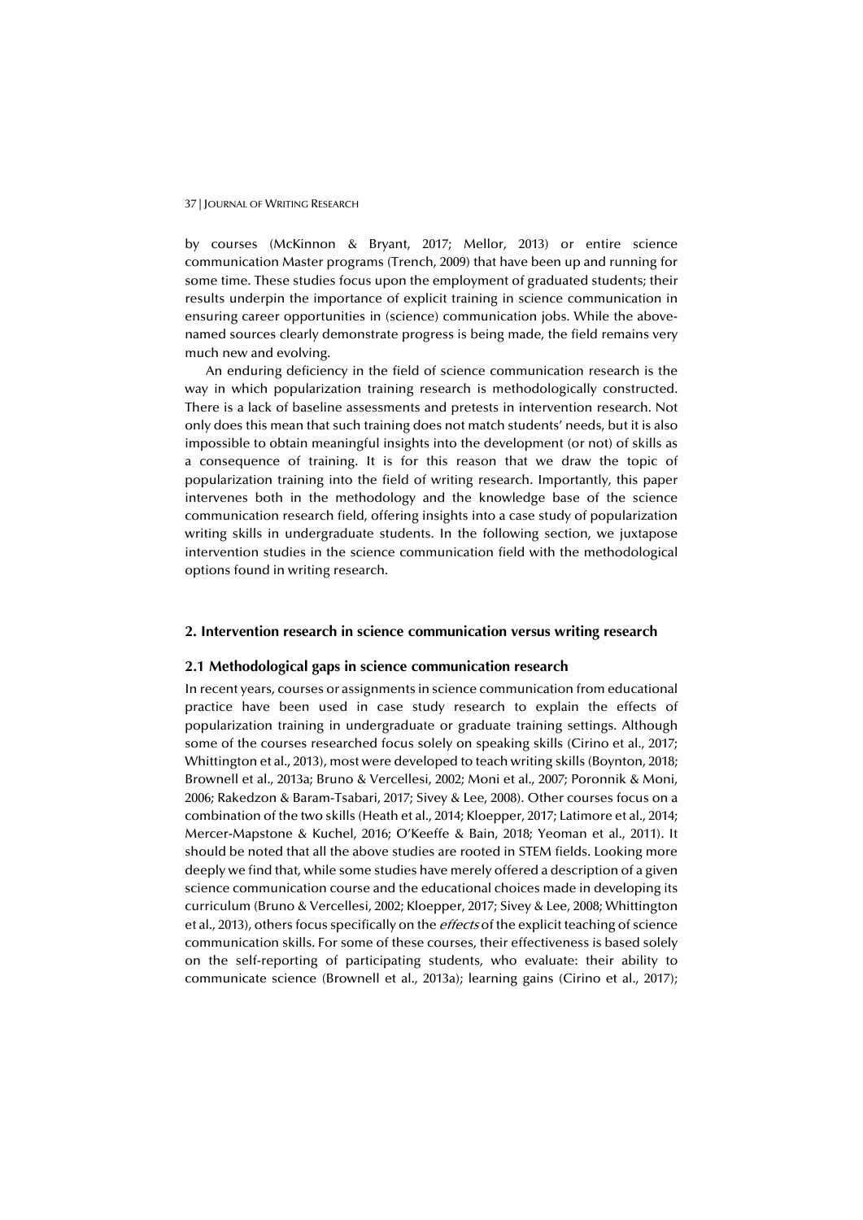by courses (McKinnon & Bryant, 2017; Mellor, 2013) or entire science communication Master programs (Trench, 2009) that have been up and running for some time. These studies focus upon the employment of graduated students; their results underpin the importance of explicit training in science communication in ensuring career opportunities in (science) communication jobs. While the above-named sources clearly demonstrate progress is being made, the field remains very much new and evolving.

An enduring deficiency in the field of science communication research is the way in which popularization training research is methodologically constructed. There is a lack of baseline assessments and pretests in intervention research. Not only does this mean that such training does not match students' needs, but it is also impossible to obtain meaningful insights into the development (or not) of skills as a consequence of training. It is for this reason that we draw the topic of popularization training into the field of writing research. Importantly, this paper intervenes both in the methodology and the knowledge base of the science communication research field, offering insights into a case study of popularization writing skills in undergraduate students. In the following section, we juxtapose intervention studies in the science communication field with the methodological options found in writing research.

## 2. Intervention research in science communication versus writing research

### 2.1 Methodological gaps in science communication research

In recent years, courses or assignments in science communication from educational practice have been used in case study research to explain the effects of popularization training in undergraduate or graduate training settings. Although some of the courses researched focus solely on speaking skills (Cirino et al., 2017; Whittington et al., 2013), most were developed to teach writing skills (Boynton, 2018; Brownell et al., 2013a; Bruno & Vercellesi, 2002; Moni et al., 2007; Poronnik & Moni, 2006; Rakedzon & Baram-Tsabari, 2017; Sivey & Lee, 2008). Other courses focus on a combination of the two skills (Heath et al., 2014; Kloepper, 2017; Latimore et al., 2014; Mercer-Mapstone & Kuchel, 2016; O'Keeffe & Bain, 2018; Yeoman et al., 2011). It should be noted that all the above studies are rooted in STEM fields. Looking more deeply we find that, while some studies have merely offered a description of a given science communication course and the educational choices made in developing its curriculum (Bruno & Vercellesi, 2002; Kloepper, 2017; Sivey & Lee, 2008; Whittington et al., 2013), others focus specifically on the *effects* of the explicit teaching of science communication skills. For some of these courses, their effectiveness is based solely on the self-reporting of participating students, who evaluate: their ability to communicate science (Brownell et al., 2013a); learning gains (Cirino et al., 2017);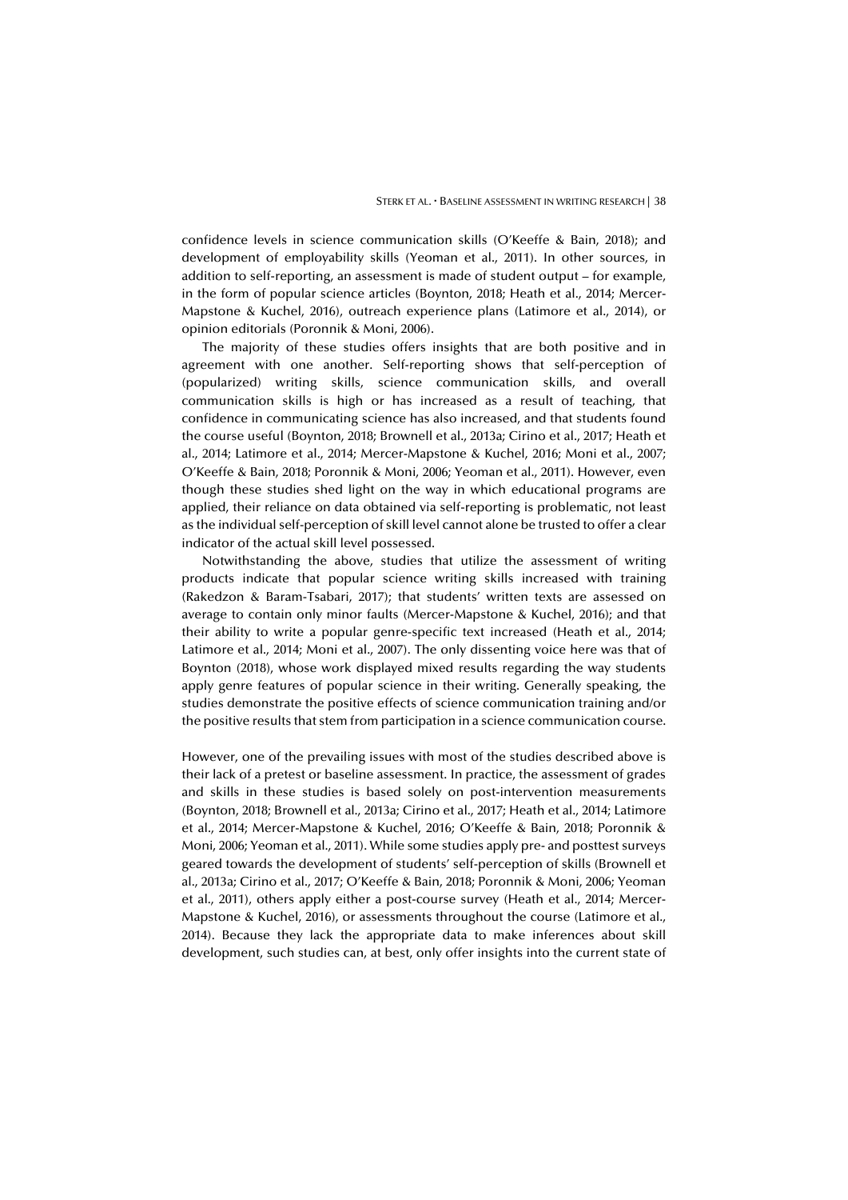confidence levels in science communication skills (O'Keeffe & Bain, 2018); and development of employability skills (Yeoman et al., 2011). In other sources, in addition to self-reporting, an assessment is made of student output – for example, in the form of popular science articles (Boynton, 2018; Heath et al., 2014; Mercer-Mapstone & Kuchel, 2016), outreach experience plans (Latimore et al., 2014), or opinion editorials (Poronnik & Moni, 2006).

The majority of these studies offers insights that are both positive and in agreement with one another. Self-reporting shows that self-perception of (popularized) writing skills, science communication skills, and overall communication skills is high or has increased as a result of teaching, that confidence in communicating science has also increased, and that students found the course useful (Boynton, 2018; Brownell et al., 2013a; Cirino et al., 2017; Heath et al., 2014; Latimore et al., 2014; Mercer-Mapstone & Kuchel, 2016; Moni et al., 2007; O'Keeffe & Bain, 2018; Poronnik & Moni, 2006; Yeoman et al., 2011). However, even though these studies shed light on the way in which educational programs are applied, their reliance on data obtained via self-reporting is problematic, not least as the individual self-perception of skill level cannot alone be trusted to offer a clear indicator of the actual skill level possessed.

Notwithstanding the above, studies that utilize the assessment of writing products indicate that popular science writing skills increased with training (Rakedzon & Baram-Tsabari, 2017); that students' written texts are assessed on average to contain only minor faults (Mercer-Mapstone & Kuchel, 2016); and that their ability to write a popular genre-specific text increased (Heath et al., 2014; Latimore et al., 2014; Moni et al., 2007). The only dissenting voice here was that of Boynton (2018), whose work displayed mixed results regarding the way students apply genre features of popular science in their writing. Generally speaking, the studies demonstrate the positive effects of science communication training and/or the positive results that stem from participation in a science communication course.

However, one of the prevailing issues with most of the studies described above is their lack of a pretest or baseline assessment. In practice, the assessment of grades and skills in these studies is based solely on post-intervention measurements (Boynton, 2018; Brownell et al., 2013a; Cirino et al., 2017; Heath et al., 2014; Latimore et al., 2014; Mercer-Mapstone & Kuchel, 2016; O'Keeffe & Bain, 2018; Poronnik & Moni, 2006; Yeoman et al., 2011). While some studies apply pre- and posttest surveys geared towards the development of students' self-perception of skills (Brownell et al., 2013a; Cirino et al., 2017; O'Keeffe & Bain, 2018; Poronnik & Moni, 2006; Yeoman et al., 2011), others apply either a post-course survey (Heath et al., 2014; Mercer-Mapstone & Kuchel, 2016), or assessments throughout the course (Latimore et al., 2014). Because they lack the appropriate data to make inferences about skill development, such studies can, at best, only offer insights into the current state of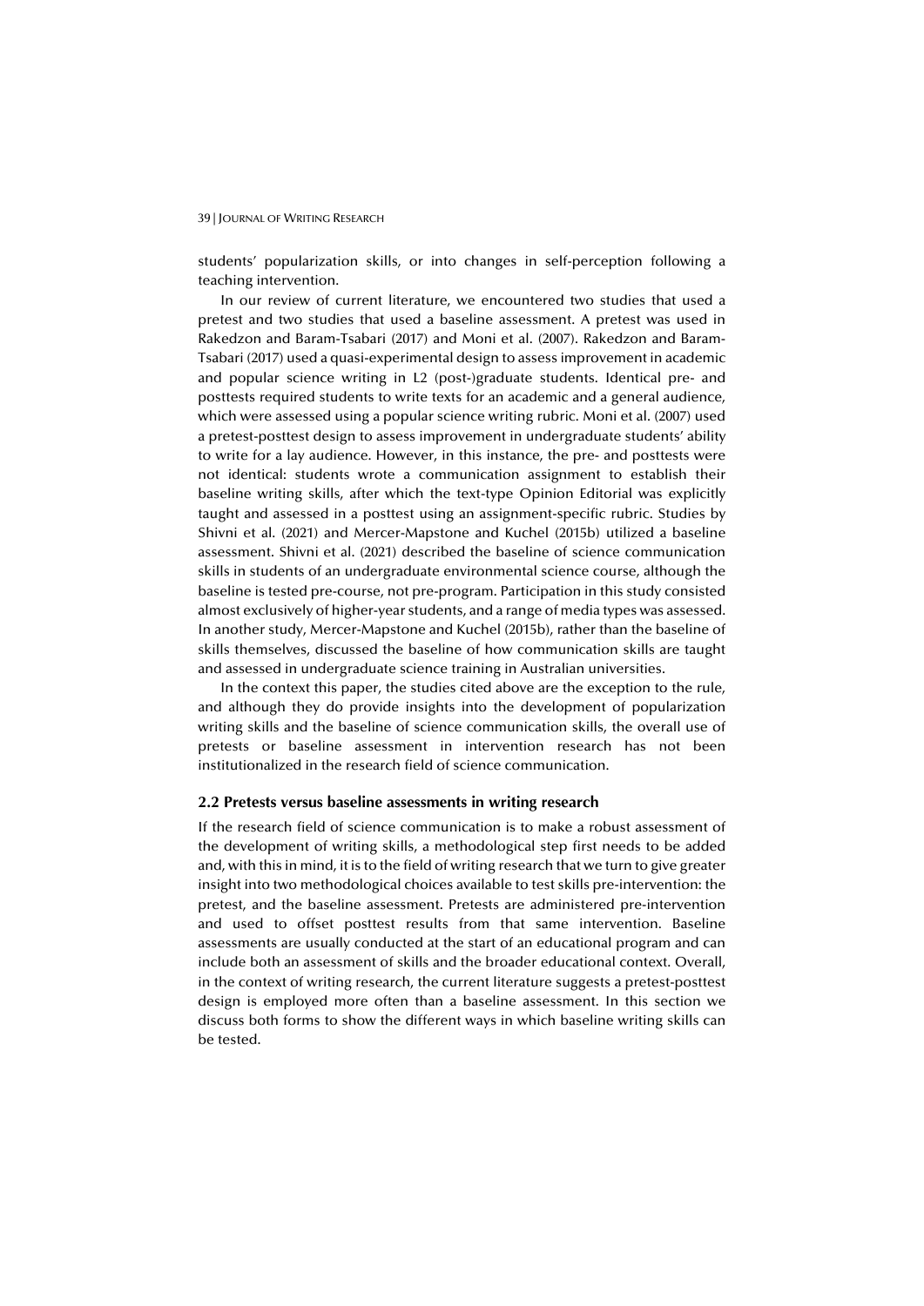students' popularization skills, or into changes in self-perception following a teaching intervention.

In our review of current literature, we encountered two studies that used a pretest and two studies that used a baseline assessment. A pretest was used in Rakedzon and Baram-Tsabari (2017) and Moni et al. (2007). Rakedzon and Baram-Tsabari (2017) used a quasi-experimental design to assess improvement in academic and popular science writing in L2 (post-)graduate students. Identical pre- and posttests required students to write texts for an academic and a general audience, which were assessed using a popular science writing rubric. Moni et al. (2007) used a pretest-posttest design to assess improvement in undergraduate students' ability to write for a lay audience. However, in this instance, the pre- and posttests were not identical: students wrote a communication assignment to establish their baseline writing skills, after which the text-type Opinion Editorial was explicitly taught and assessed in a posttest using an assignment-specific rubric. Studies by Shivni et al. (2021) and Mercer-Mapstone and Kuchel (2015b) utilized a baseline assessment. Shivni et al. (2021) described the baseline of science communication skills in students of an undergraduate environmental science course, although the baseline is tested pre-course, not pre-program. Participation in this study consisted almost exclusively of higher-year students, and a range of media types was assessed. In another study, Mercer-Mapstone and Kuchel (2015b), rather than the baseline of skills themselves, discussed the baseline of how communication skills are taught and assessed in undergraduate science training in Australian universities.

In the context this paper, the studies cited above are the exception to the rule, and although they do provide insights into the development of popularization writing skills and the baseline of science communication skills, the overall use of pretests or baseline assessment in intervention research has not been institutionalized in the research field of science communication.

### 2.2 Pretests versus baseline assessments in writing research

If the research field of science communication is to make a robust assessment of the development of writing skills, a methodological step first needs to be added and, with this in mind, it is to the field of writing research that we turn to give greater insight into two methodological choices available to test skills pre-intervention: the pretest, and the baseline assessment. Pretests are administered pre-intervention and used to offset posttest results from that same intervention. Baseline assessments are usually conducted at the start of an educational program and can include both an assessment of skills and the broader educational context. Overall, in the context of writing research, the current literature suggests a pretest-posttest design is employed more often than a baseline assessment. In this section we discuss both forms to show the different ways in which baseline writing skills can be tested.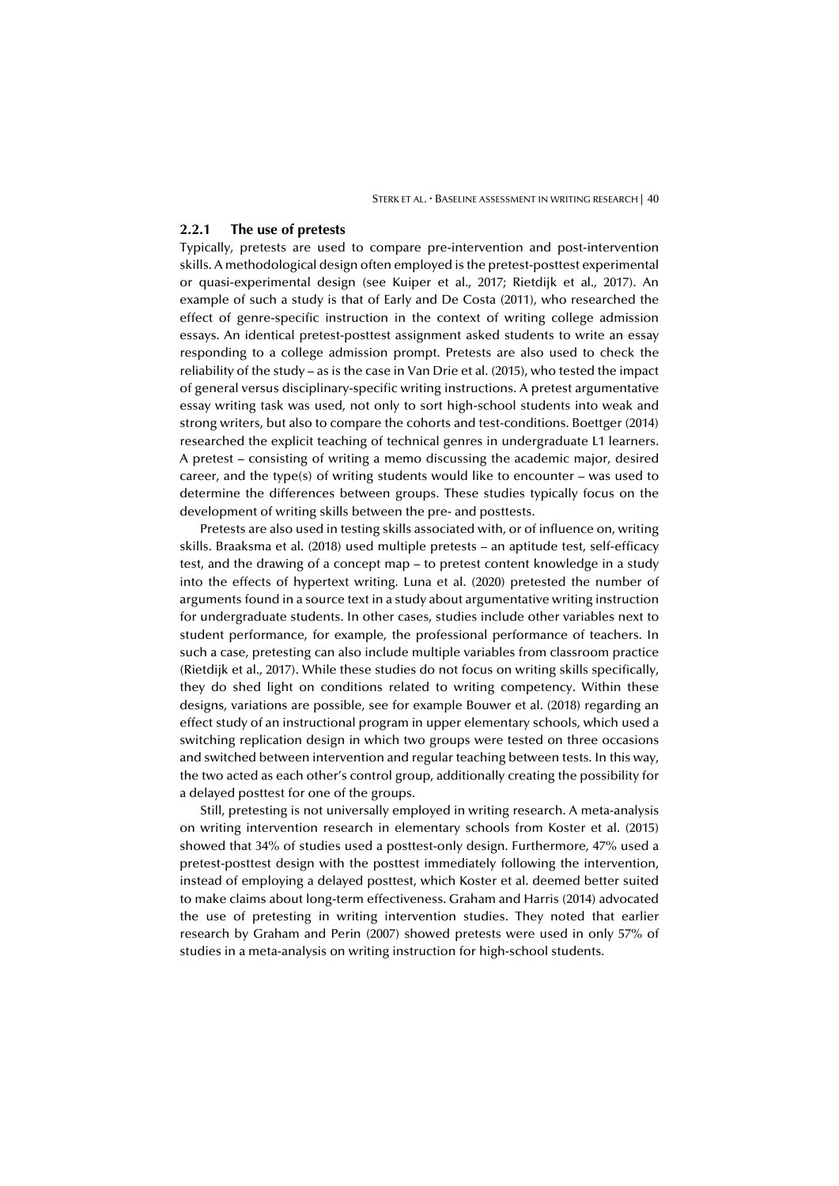### 2.2.1 The use of pretests

Typically, pretests are used to compare pre-intervention and post-intervention skills. A methodological design often employed is the pretest-posttest experimental or quasi-experimental design (see Kuiper et al., 2017; Rietdijk et al., 2017). An example of such a study is that of Early and De Costa (2011), who researched the effect of genre-specific instruction in the context of writing college admission essays. An identical pretest-posttest assignment asked students to write an essay responding to a college admission prompt. Pretests are also used to check the reliability of the study – as is the case in Van Drie et al. (2015), who tested the impact of general versus disciplinary-specific writing instructions. A pretest argumentative essay writing task was used, not only to sort high-school students into weak and strong writers, but also to compare the cohorts and test-conditions. Boettger (2014) researched the explicit teaching of technical genres in undergraduate L1 learners. A pretest – consisting of writing a memo discussing the academic major, desired career, and the type(s) of writing students would like to encounter – was used to determine the differences between groups. These studies typically focus on the development of writing skills between the pre- and posttests.

Pretests are also used in testing skills associated with, or of influence on, writing skills. Braaksma et al. (2018) used multiple pretests – an aptitude test, self-efficacy test, and the drawing of a concept map – to pretest content knowledge in a study into the effects of hypertext writing. Luna et al. (2020) pretested the number of arguments found in a source text in a study about argumentative writing instruction for undergraduate students. In other cases, studies include other variables next to student performance, for example, the professional performance of teachers. In such a case, pretesting can also include multiple variables from classroom practice (Rietdijk et al., 2017). While these studies do not focus on writing skills specifically, they do shed light on conditions related to writing competency. Within these designs, variations are possible, see for example Bouwer et al. (2018) regarding an effect study of an instructional program in upper elementary schools, which used a switching replication design in which two groups were tested on three occasions and switched between intervention and regular teaching between tests. In this way, the two acted as each other's control group, additionally creating the possibility for a delayed posttest for one of the groups.

Still, pretesting is not universally employed in writing research. A meta-analysis on writing intervention research in elementary schools from Koster et al. (2015) showed that 34% of studies used a posttest-only design. Furthermore, 47% used a pretest-posttest design with the posttest immediately following the intervention, instead of employing a delayed posttest, which Koster et al. deemed better suited to make claims about long-term effectiveness. Graham and Harris (2014) advocated the use of pretesting in writing intervention studies. They noted that earlier research by Graham and Perin (2007) showed pretests were used in only 57% of studies in a meta-analysis on writing instruction for high-school students.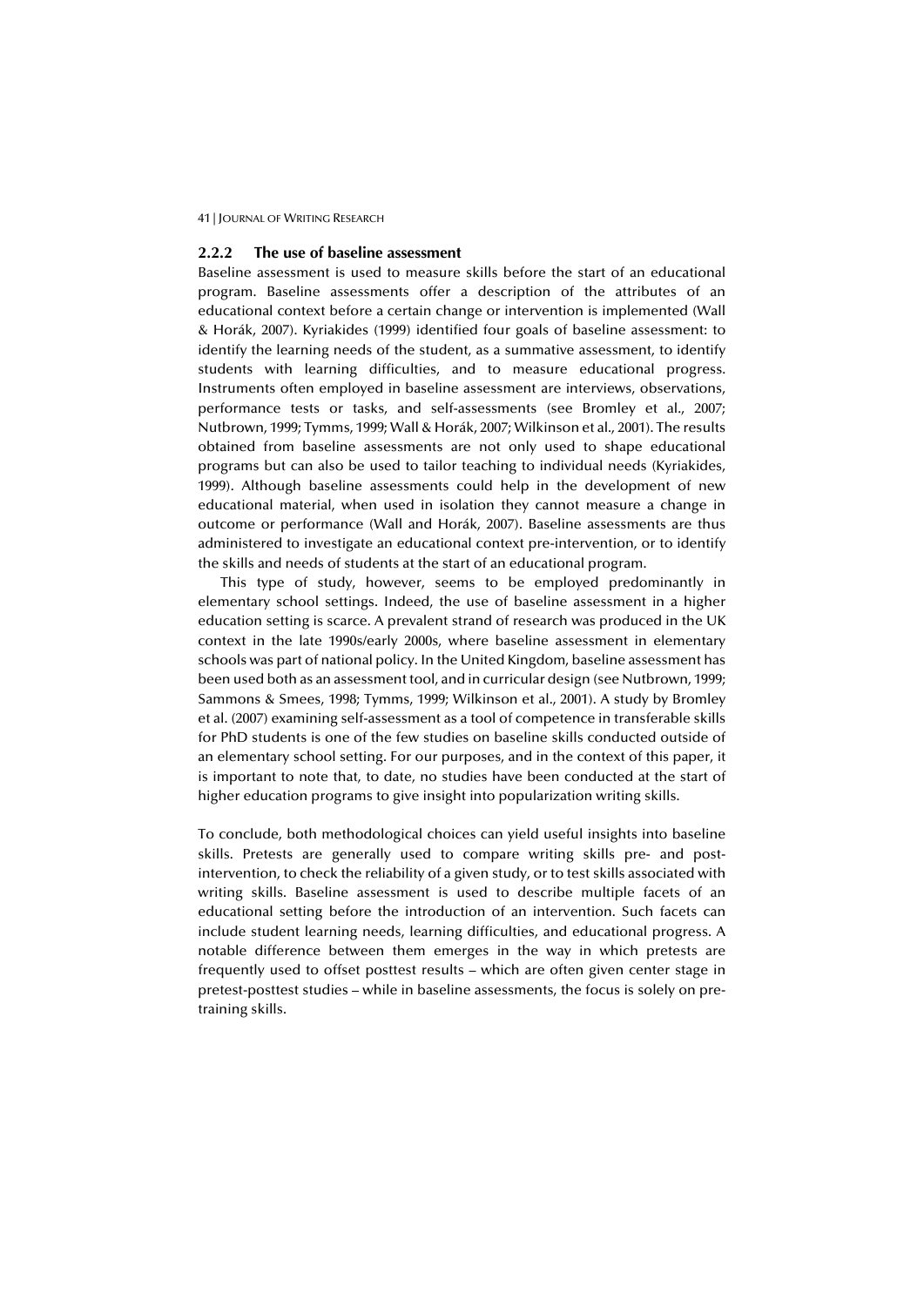### 2.2.2 The use of baseline assessment

Baseline assessment is used to measure skills before the start of an educational program. Baseline assessments offer a description of the attributes of an educational context before a certain change or intervention is implemented (Wall & Horák, 2007). Kyriakides (1999) identified four goals of baseline assessment: to identify the learning needs of the student, as a summative assessment, to identify students with learning difficulties, and to measure educational progress. Instruments often employed in baseline assessment are interviews, observations, performance tests or tasks, and self-assessments (see Bromley et al., 2007; Nutbrown, 1999; Tymms, 1999; Wall & Horák, 2007; Wilkinson et al., 2001). The results obtained from baseline assessments are not only used to shape educational programs but can also be used to tailor teaching to individual needs (Kyriakides, 1999). Although baseline assessments could help in the development of new educational material, when used in isolation they cannot measure a change in outcome or performance (Wall and Horák, 2007). Baseline assessments are thus administered to investigate an educational context pre-intervention, or to identify the skills and needs of students at the start of an educational program.

This type of study, however, seems to be employed predominantly in elementary school settings. Indeed, the use of baseline assessment in a higher education setting is scarce. A prevalent strand of research was produced in the UK context in the late 1990s/early 2000s, where baseline assessment in elementary schools was part of national policy. In the United Kingdom, baseline assessment has been used both as an assessment tool, and in curricular design (see Nutbrown, 1999; Sammons & Smees, 1998; Tymms, 1999; Wilkinson et al., 2001). A study by Bromley et al. (2007) examining self-assessment as a tool of competence in transferable skills for PhD students is one of the few studies on baseline skills conducted outside of an elementary school setting. For our purposes, and in the context of this paper, it is important to note that, to date, no studies have been conducted at the start of higher education programs to give insight into popularization writing skills.

To conclude, both methodological choices can yield useful insights into baseline skills. Pretests are generally used to compare writing skills pre- and post-intervention, to check the reliability of a given study, or to test skills associated with writing skills. Baseline assessment is used to describe multiple facets of an educational setting before the introduction of an intervention. Such facets can include student learning needs, learning difficulties, and educational progress. A notable difference between them emerges in the way in which pretests are frequently used to offset posttest results – which are often given center stage in pretest-posttest studies – while in baseline assessments, the focus is solely on pre-training skills.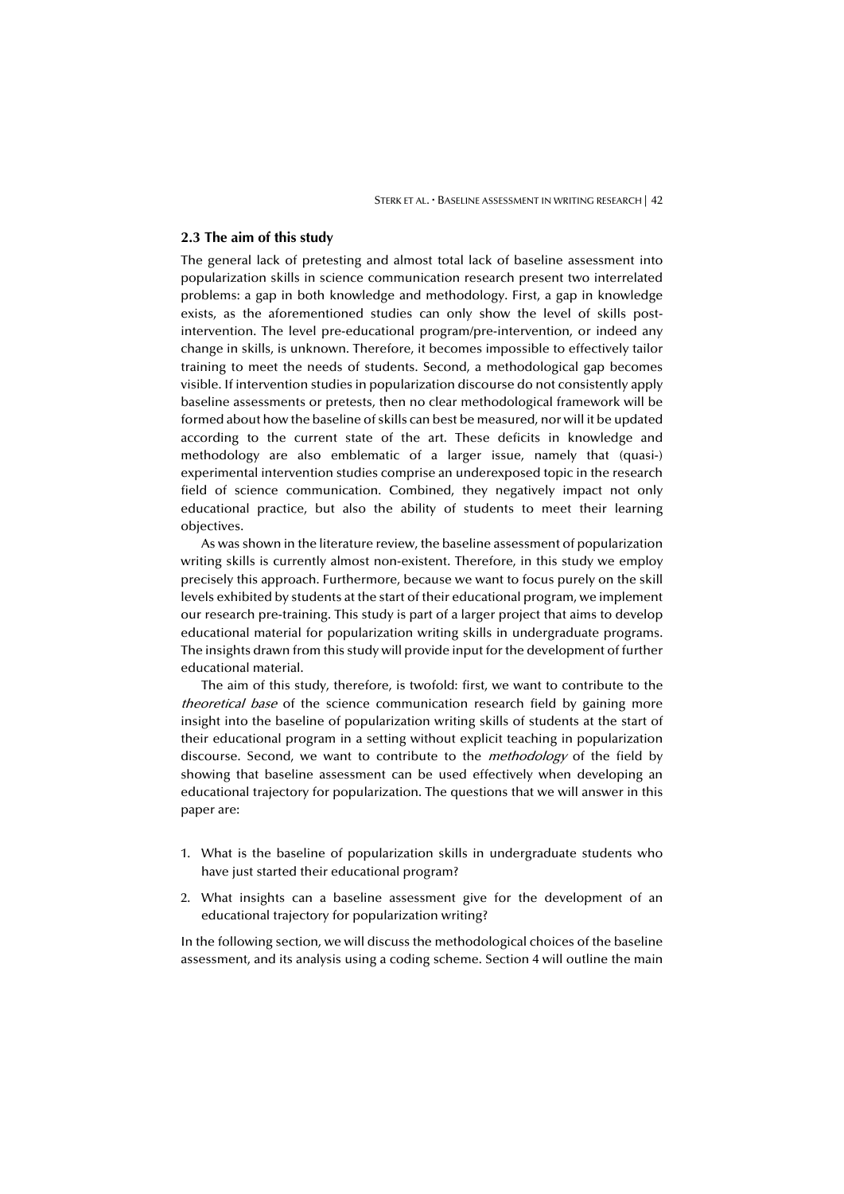### 2.3 The aim of this study

The general lack of pretesting and almost total lack of baseline assessment into popularization skills in science communication research present two interrelated problems: a gap in both knowledge and methodology. First, a gap in knowledge exists, as the aforementioned studies can only show the level of skills post-intervention. The level pre-educational program/pre-intervention, or indeed any change in skills, is unknown. Therefore, it becomes impossible to effectively tailor training to meet the needs of students. Second, a methodological gap becomes visible. If intervention studies in popularization discourse do not consistently apply baseline assessments or pretests, then no clear methodological framework will be formed about how the baseline of skills can best be measured, nor will it be updated according to the current state of the art. These deficits in knowledge and methodology are also emblematic of a larger issue, namely that (quasi-) experimental intervention studies comprise an underexposed topic in the research field of science communication. Combined, they negatively impact not only educational practice, but also the ability of students to meet their learning objectives.

As was shown in the literature review, the baseline assessment of popularization writing skills is currently almost non-existent. Therefore, in this study we employ precisely this approach. Furthermore, because we want to focus purely on the skill levels exhibited by students at the start of their educational program, we implement our research pre-training. This study is part of a larger project that aims to develop educational material for popularization writing skills in undergraduate programs. The insights drawn from this study will provide input for the development of further educational material.

The aim of this study, therefore, is twofold: first, we want to contribute to the *theoretical base* of the science communication research field by gaining more insight into the baseline of popularization writing skills of students at the start of their educational program in a setting without explicit teaching in popularization discourse. Second, we want to contribute to the *methodology* of the field by showing that baseline assessment can be used effectively when developing an educational trajectory for popularization. The questions that we will answer in this paper are:

1. What is the baseline of popularization skills in undergraduate students who have just started their educational program?
2. What insights can a baseline assessment give for the development of an educational trajectory for popularization writing?

In the following section, we will discuss the methodological choices of the baseline assessment, and its analysis using a coding scheme. Section 4 will outline the main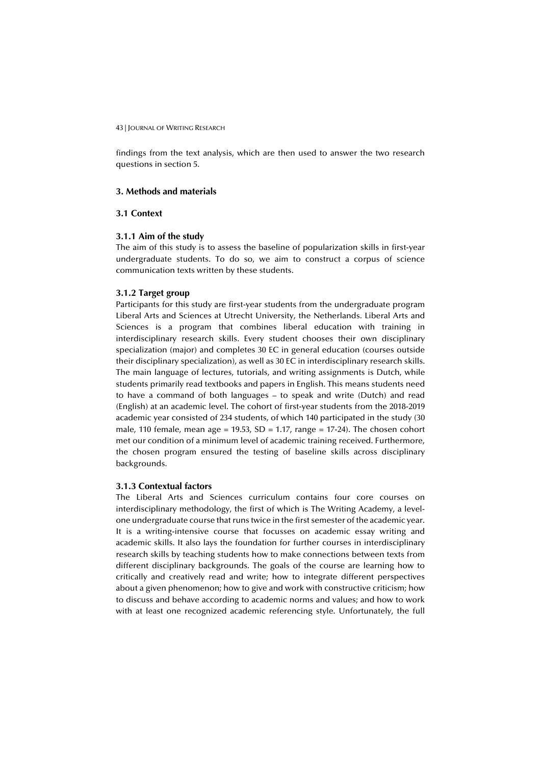findings from the text analysis, which are then used to answer the two research questions in section 5.

## 3. Methods and materials

### 3.1 Context

#### 3.1.1 Aim of the study

The aim of this study is to assess the baseline of popularization skills in first-year undergraduate students. To do so, we aim to construct a corpus of science communication texts written by these students.

#### 3.1.2 Target group

Participants for this study are first-year students from the undergraduate program Liberal Arts and Sciences at Utrecht University, the Netherlands. Liberal Arts and Sciences is a program that combines liberal education with training in interdisciplinary research skills. Every student chooses their own disciplinary specialization (major) and completes 30 EC in general education (courses outside their disciplinary specialization), as well as 30 EC in interdisciplinary research skills. The main language of lectures, tutorials, and writing assignments is Dutch, while students primarily read textbooks and papers in English. This means students need to have a command of both languages – to speak and write (Dutch) and read (English) at an academic level. The cohort of first-year students from the 2018-2019 academic year consisted of 234 students, of which 140 participated in the study (30 male, 110 female, mean age = 19.53, SD = 1.17, range = 17-24). The chosen cohort met our condition of a minimum level of academic training received. Furthermore, the chosen program ensured the testing of baseline skills across disciplinary backgrounds.

#### 3.1.3 Contextual factors

The Liberal Arts and Sciences curriculum contains four core courses on interdisciplinary methodology, the first of which is The Writing Academy, a level-one undergraduate course that runs twice in the first semester of the academic year. It is a writing-intensive course that focusses on academic essay writing and academic skills. It also lays the foundation for further courses in interdisciplinary research skills by teaching students how to make connections between texts from different disciplinary backgrounds. The goals of the course are learning how to critically and creatively read and write; how to integrate different perspectives about a given phenomenon; how to give and work with constructive criticism; how to discuss and behave according to academic norms and values; and how to work with at least one recognized academic referencing style. Unfortunately, the full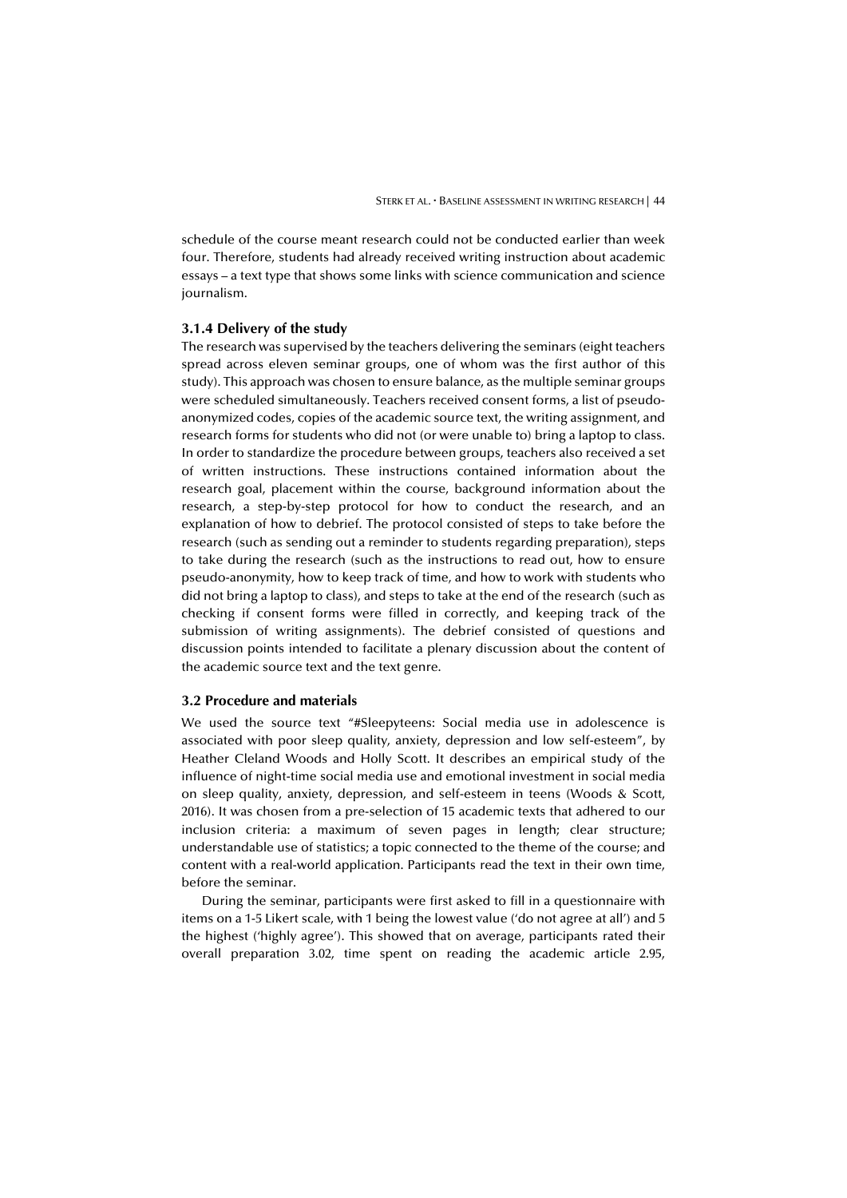schedule of the course meant research could not be conducted earlier than week four. Therefore, students had already received writing instruction about academic essays – a text type that shows some links with science communication and science journalism.

### 3.1.4 Delivery of the study

The research was supervised by the teachers delivering the seminars (eight teachers spread across eleven seminar groups, one of whom was the first author of this study). This approach was chosen to ensure balance, as the multiple seminar groups were scheduled simultaneously. Teachers received consent forms, a list of pseudo-anonymized codes, copies of the academic source text, the writing assignment, and research forms for students who did not (or were unable to) bring a laptop to class. In order to standardize the procedure between groups, teachers also received a set of written instructions. These instructions contained information about the research goal, placement within the course, background information about the research, a step-by-step protocol for how to conduct the research, and an explanation of how to debrief. The protocol consisted of steps to take before the research (such as sending out a reminder to students regarding preparation), steps to take during the research (such as the instructions to read out, how to ensure pseudo-anonymity, how to keep track of time, and how to work with students who did not bring a laptop to class), and steps to take at the end of the research (such as checking if consent forms were filled in correctly, and keeping track of the submission of writing assignments). The debrief consisted of questions and discussion points intended to facilitate a plenary discussion about the content of the academic source text and the text genre.

### 3.2 Procedure and materials

We used the source text "#Sleepyteens: Social media use in adolescence is associated with poor sleep quality, anxiety, depression and low self-esteem", by Heather Cleland Woods and Holly Scott. It describes an empirical study of the influence of night-time social media use and emotional investment in social media on sleep quality, anxiety, depression, and self-esteem in teens (Woods & Scott, 2016). It was chosen from a pre-selection of 15 academic texts that adhered to our inclusion criteria: a maximum of seven pages in length; clear structure; understandable use of statistics; a topic connected to the theme of the course; and content with a real-world application. Participants read the text in their own time, before the seminar.

During the seminar, participants were first asked to fill in a questionnaire with items on a 1-5 Likert scale, with 1 being the lowest value ('do not agree at all') and 5 the highest ('highly agree'). This showed that on average, participants rated their overall preparation 3.02, time spent on reading the academic article 2.95,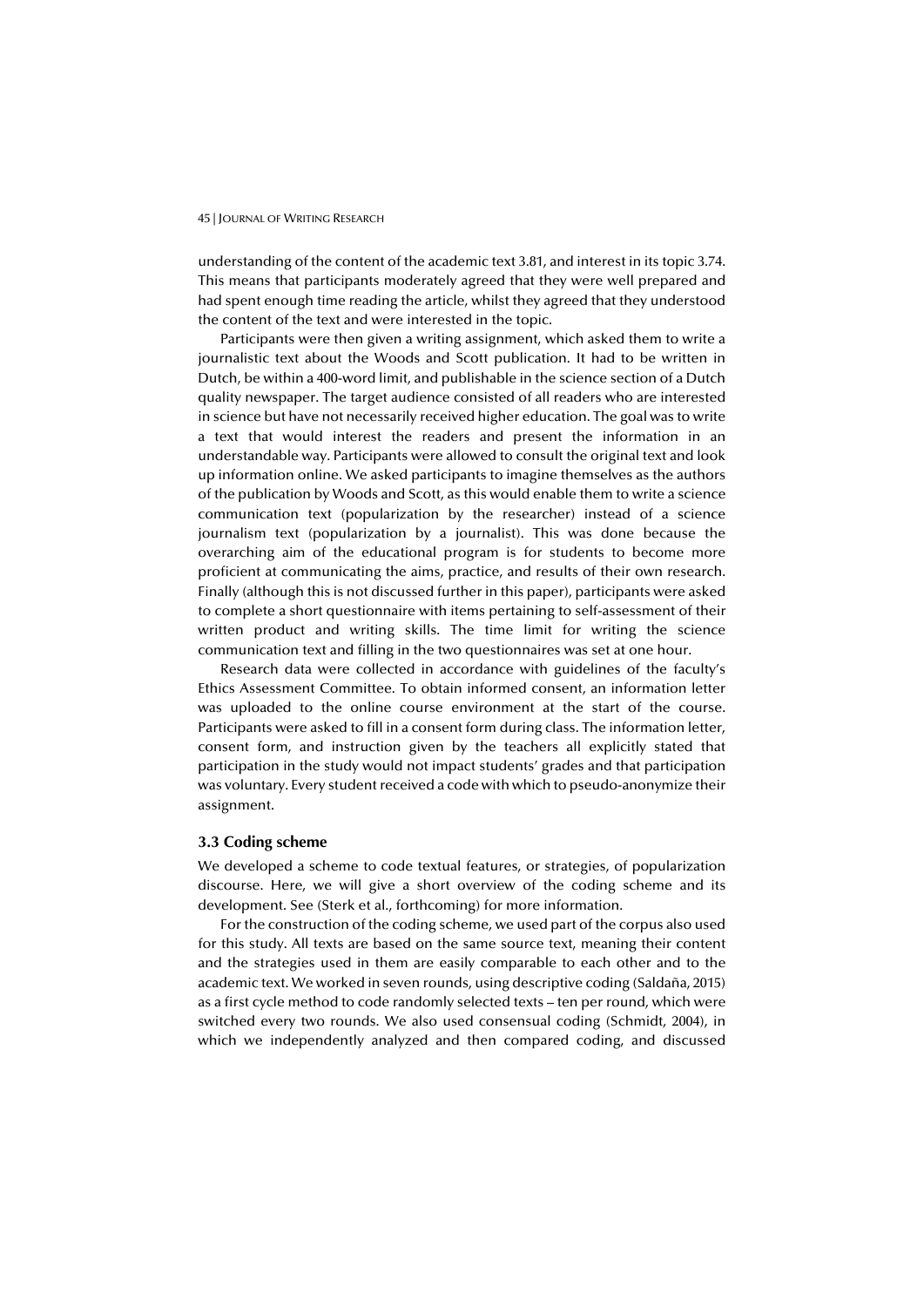understanding of the content of the academic text 3.81, and interest in its topic 3.74. This means that participants moderately agreed that they were well prepared and had spent enough time reading the article, whilst they agreed that they understood the content of the text and were interested in the topic.

Participants were then given a writing assignment, which asked them to write a journalistic text about the Woods and Scott publication. It had to be written in Dutch, be within a 400-word limit, and publishable in the science section of a Dutch quality newspaper. The target audience consisted of all readers who are interested in science but have not necessarily received higher education. The goal was to write a text that would interest the readers and present the information in an understandable way. Participants were allowed to consult the original text and look up information online. We asked participants to imagine themselves as the authors of the publication by Woods and Scott, as this would enable them to write a science communication text (popularization by the researcher) instead of a science journalism text (popularization by a journalist). This was done because the overarching aim of the educational program is for students to become more proficient at communicating the aims, practice, and results of their own research. Finally (although this is not discussed further in this paper), participants were asked to complete a short questionnaire with items pertaining to self-assessment of their written product and writing skills. The time limit for writing the science communication text and filling in the two questionnaires was set at one hour.

Research data were collected in accordance with guidelines of the faculty's Ethics Assessment Committee. To obtain informed consent, an information letter was uploaded to the online course environment at the start of the course. Participants were asked to fill in a consent form during class. The information letter, consent form, and instruction given by the teachers all explicitly stated that participation in the study would not impact students' grades and that participation was voluntary. Every student received a code with which to pseudo-anonymize their assignment.

### 3.3 Coding scheme

We developed a scheme to code textual features, or strategies, of popularization discourse. Here, we will give a short overview of the coding scheme and its development. See (Sterk et al., forthcoming) for more information.

For the construction of the coding scheme, we used part of the corpus also used for this study. All texts are based on the same source text, meaning their content and the strategies used in them are easily comparable to each other and to the academic text. We worked in seven rounds, using descriptive coding (Saldaña, 2015) as a first cycle method to code randomly selected texts – ten per round, which were switched every two rounds. We also used consensual coding (Schmidt, 2004), in which we independently analyzed and then compared coding, and discussed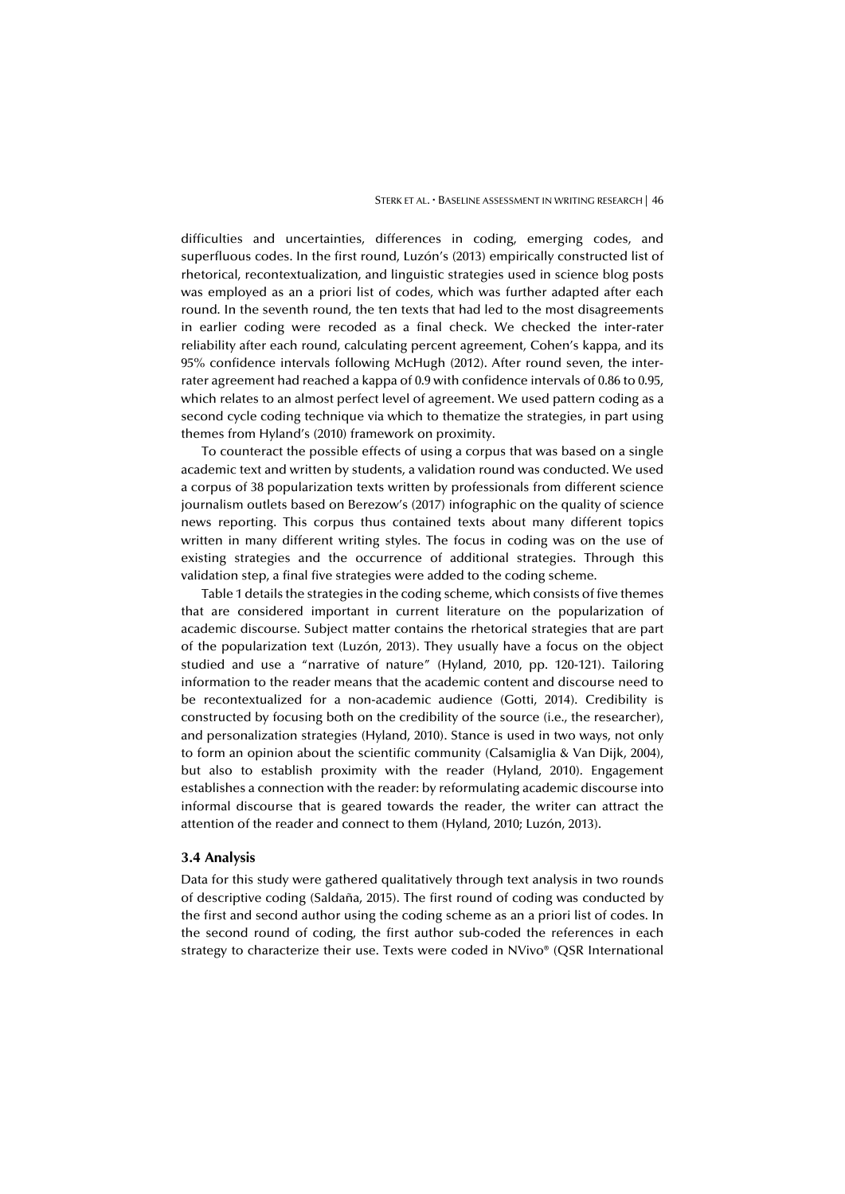difficulties and uncertainties, differences in coding, emerging codes, and superfluous codes. In the first round, Luzón's (2013) empirically constructed list of rhetorical, recontextualization, and linguistic strategies used in science blog posts was employed as an a priori list of codes, which was further adapted after each round. In the seventh round, the ten texts that had led to the most disagreements in earlier coding were recoded as a final check. We checked the inter-rater reliability after each round, calculating percent agreement, Cohen's kappa, and its 95% confidence intervals following McHugh (2012). After round seven, the inter-rater agreement had reached a kappa of 0.9 with confidence intervals of 0.86 to 0.95, which relates to an almost perfect level of agreement. We used pattern coding as a second cycle coding technique via which to thematize the strategies, in part using themes from Hyland's (2010) framework on proximity.

To counteract the possible effects of using a corpus that was based on a single academic text and written by students, a validation round was conducted. We used a corpus of 38 popularization texts written by professionals from different science journalism outlets based on Berezow's (2017) infographic on the quality of science news reporting. This corpus thus contained texts about many different topics written in many different writing styles. The focus in coding was on the use of existing strategies and the occurrence of additional strategies. Through this validation step, a final five strategies were added to the coding scheme.

Table 1 details the strategies in the coding scheme, which consists of five themes that are considered important in current literature on the popularization of academic discourse. Subject matter contains the rhetorical strategies that are part of the popularization text (Luzón, 2013). They usually have a focus on the object studied and use a "narrative of nature" (Hyland, 2010, pp. 120-121). Tailoring information to the reader means that the academic content and discourse need to be recontextualized for a non-academic audience (Gotti, 2014). Credibility is constructed by focusing both on the credibility of the source (i.e., the researcher), and personalization strategies (Hyland, 2010). Stance is used in two ways, not only to form an opinion about the scientific community (Calsamiglia & Van Dijk, 2004), but also to establish proximity with the reader (Hyland, 2010). Engagement establishes a connection with the reader: by reformulating academic discourse into informal discourse that is geared towards the reader, the writer can attract the attention of the reader and connect to them (Hyland, 2010; Luzón, 2013).

### 3.4 Analysis

Data for this study were gathered qualitatively through text analysis in two rounds of descriptive coding (Saldaña, 2015). The first round of coding was conducted by the first and second author using the coding scheme as an a priori list of codes. In the second round of coding, the first author sub-coded the references in each strategy to characterize their use. Texts were coded in NVivo® (QSR International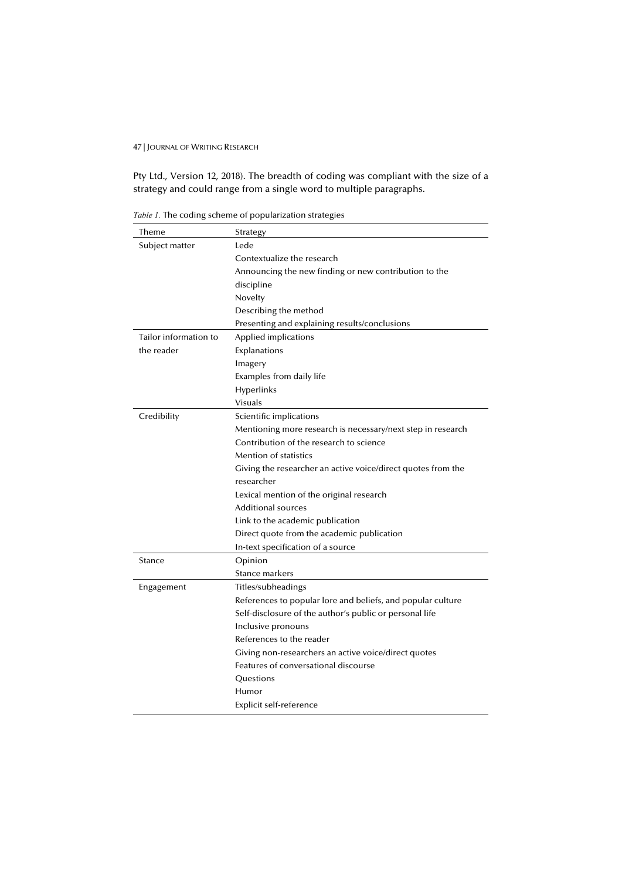Pty Ltd., Version 12, 2018). The breadth of coding was compliant with the size of a strategy and could range from a single word to multiple paragraphs.

*Table 1.* The coding scheme of popularization strategies

| Theme | Strategy |
|---|---|
| Subject matter | Lede |
| | Contextualize the research |
| | Announcing the new finding or new contribution to the discipline |
| | Novelty |
| | Describing the method |
| | Presenting and explaining results/conclusions |
| Tailor information to the reader | Applied implications |
| | Explanations |
| | Imagery |
| | Examples from daily life |
| | Hyperlinks |
| | Visuals |
| Credibility | Scientific implications |
| | Mentioning more research is necessary/next step in research |
| | Contribution of the research to science |
| | Mention of statistics |
| | Giving the researcher an active voice/direct quotes from the researcher |
| | Lexical mention of the original research |
| | Additional sources |
| | Link to the academic publication |
| | Direct quote from the academic publication |
| | In-text specification of a source |
| Stance | Opinion |
| | Stance markers |
| Engagement | Titles/subheadings |
| | References to popular lore and beliefs, and popular culture |
| | Self-disclosure of the author's public or personal life |
| | Inclusive pronouns |
| | References to the reader |
| | Giving non-researchers an active voice/direct quotes |
| | Features of conversational discourse |
| | Questions |
| | Humor |
| | Explicit self-reference |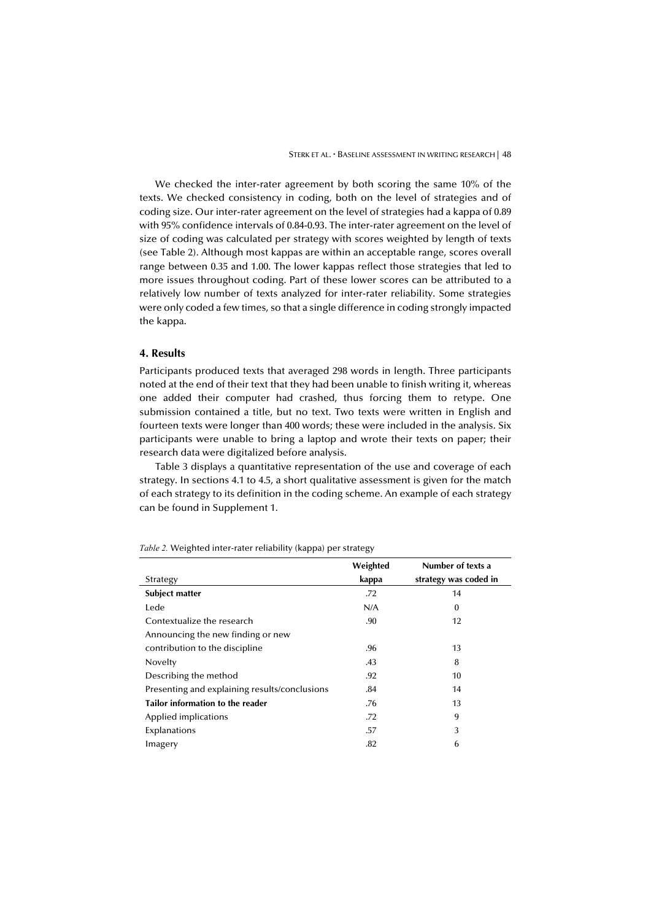We checked the inter-rater agreement by both scoring the same 10% of the texts. We checked consistency in coding, both on the level of strategies and of coding size. Our inter-rater agreement on the level of strategies had a kappa of 0.89 with 95% confidence intervals of 0.84-0.93. The inter-rater agreement on the level of size of coding was calculated per strategy with scores weighted by length of texts (see Table 2). Although most kappas are within an acceptable range, scores overall range between 0.35 and 1.00. The lower kappas reflect those strategies that led to more issues throughout coding. Part of these lower scores can be attributed to a relatively low number of texts analyzed for inter-rater reliability. Some strategies were only coded a few times, so that a single difference in coding strongly impacted the kappa.

## 4. Results

Participants produced texts that averaged 298 words in length. Three participants noted at the end of their text that they had been unable to finish writing it, whereas one added their computer had crashed, thus forcing them to retype. One submission contained a title, but no text. Two texts were written in English and fourteen texts were longer than 400 words; these were included in the analysis. Six participants were unable to bring a laptop and wrote their texts on paper; their research data were digitalized before analysis.

Table 3 displays a quantitative representation of the use and coverage of each strategy. In sections 4.1 to 4.5, a short qualitative assessment is given for the match of each strategy to its definition in the coding scheme. An example of each strategy can be found in Supplement 1.

*Table 2.* Weighted inter-rater reliability (kappa) per strategy

| Strategy | Weighted kappa | Number of texts a strategy was coded in |
|---|---|---|
| **Subject matter** | .72 | 14 |
| Lede | N/A | 0 |
| Contextualize the research | .90 | 12 |
| Announcing the new finding or new contribution to the discipline | .96 | 13 |
| Novelty | .43 | 8 |
| Describing the method | .92 | 10 |
| Presenting and explaining results/conclusions | .84 | 14 |
| **Tailor information to the reader** | .76 | 13 |
| Applied implications | .72 | 9 |
| Explanations | .57 | 3 |
| Imagery | .82 | 6 |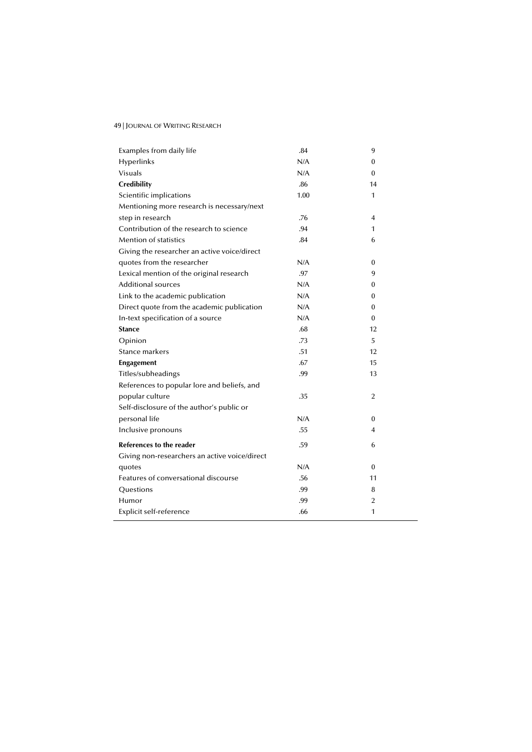| | | |
|---|---|---|
| Examples from daily life | .84 | 9 |
| Hyperlinks | N/A | 0 |
| Visuals | N/A | 0 |
| **Credibility** | .86 | 14 |
| Scientific implications | 1.00 | 1 |
| Mentioning more research is necessary/next step in research | .76 | 4 |
| Contribution of the research to science | .94 | 1 |
| Mention of statistics | .84 | 6 |
| Giving the researcher an active voice/direct quotes from the researcher | N/A | 0 |
| Lexical mention of the original research | .97 | 9 |
| Additional sources | N/A | 0 |
| Link to the academic publication | N/A | 0 |
| Direct quote from the academic publication | N/A | 0 |
| In-text specification of a source | N/A | 0 |
| **Stance** | .68 | 12 |
| Opinion | .73 | 5 |
| Stance markers | .51 | 12 |
| **Engagement** | .67 | 15 |
| Titles/subheadings | .99 | 13 |
| References to popular lore and beliefs, and popular culture | .35 | 2 |
| Self-disclosure of the author's public or personal life | N/A | 0 |
| Inclusive pronouns | .55 | 4 |
| **References to the reader** | .59 | 6 |
| Giving non-researchers an active voice/direct quotes | N/A | 0 |
| Features of conversational discourse | .56 | 11 |
| Questions | .99 | 8 |
| Humor | .99 | 2 |
| Explicit self-reference | .66 | 1 |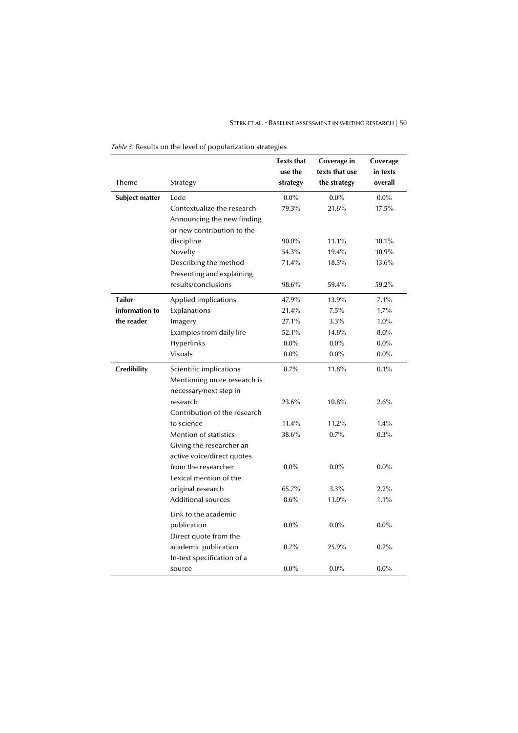*Table 3.* Results on the level of popularization strategies

| Theme | Strategy | Texts that use the strategy | Coverage in texts that use the strategy | Coverage in texts overall |
|---|---|---|---|---|
| **Subject matter** | Lede | 0.0% | 0.0% | 0.0% |
| | Contextualize the research | 79.3% | 21.6% | 17.5% |
| | Announcing the new finding or new contribution to the discipline | 90.0% | 11.1% | 10.1% |
| | Novelty | 54.3% | 19.4% | 10.9% |
| | Describing the method | 71.4% | 18.5% | 13.6% |
| | Presenting and explaining results/conclusions | 98.6% | 59.4% | 59.2% |
| **Tailor information to the reader** | Applied implications | 47.9% | 13.9% | 7.1% |
| | Explanations | 21.4% | 7.5% | 1.7% |
| | Imagery | 27.1% | 3.3% | 1.0% |
| | Examples from daily life | 52.1% | 14.8% | 8.0% |
| | Hyperlinks | 0.0% | 0.0% | 0.0% |
| | Visuals | 0.0% | 0.0% | 0.0% |
| **Credibility** | Scientific implications | 0.7% | 11.8% | 0.1% |
| | Mentioning more research is necessary/next step in research | 23.6% | 10.8% | 2.6% |
| | Contribution of the research to science | 11.4% | 11.2% | 1.4% |
| | Mention of statistics | 38.6% | 0.7% | 0.3% |
| | Giving the researcher an active voice/direct quotes from the researcher | 0.0% | 0.0% | 0.0% |
| | Lexical mention of the original research | 65.7% | 3.3% | 2.2% |
| | Additional sources | 8.6% | 11.0% | 1.1% |
| | Link to the academic publication | 0.0% | 0.0% | 0.0% |
| | Direct quote from the academic publication | 0.7% | 25.9% | 0.2% |
| | In-text specification of a source | 0.0% | 0.0% | 0.0% |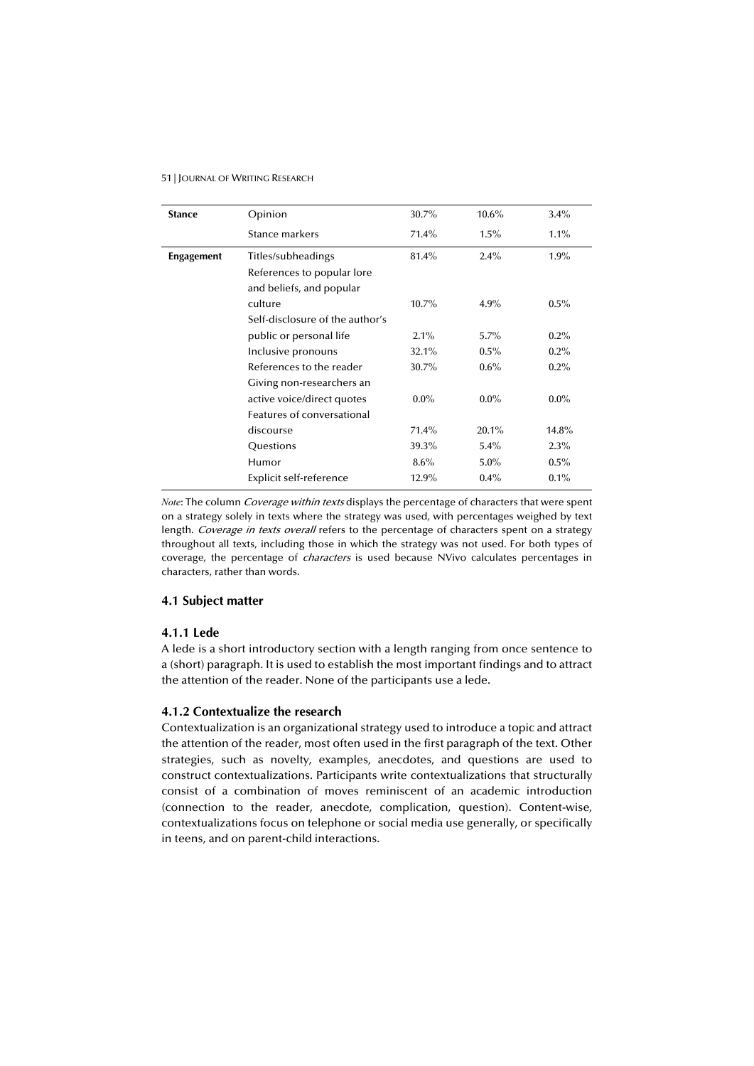| Stance | Opinion | 30.7% | 10.6% | 3.4% |
|---|---|---|---|---|
| | Stance markers | 71.4% | 1.5% | 1.1% |
| **Engagement** | Titles/subheadings | 81.4% | 2.4% | 1.9% |
| | References to popular lore and beliefs, and popular culture | 10.7% | 4.9% | 0.5% |
| | Self-disclosure of the author's public or personal life | 2.1% | 5.7% | 0.2% |
| | Inclusive pronouns | 32.1% | 0.5% | 0.2% |
| | References to the reader | 30.7% | 0.6% | 0.2% |
| | Giving non-researchers an active voice/direct quotes | 0.0% | 0.0% | 0.0% |
| | Features of conversational discourse | 71.4% | 20.1% | 14.8% |
| | Questions | 39.3% | 5.4% | 2.3% |
| | Humor | 8.6% | 5.0% | 0.5% |
| | Explicit self-reference | 12.9% | 0.4% | 0.1% |

*Note*: The column *Coverage within texts* displays the percentage of characters that were spent on a strategy solely in texts where the strategy was used, with percentages weighed by text length. *Coverage in texts overall* refers to the percentage of characters spent on a strategy throughout all texts, including those in which the strategy was not used. For both types of coverage, the percentage of *characters* is used because NVivo calculates percentages in characters, rather than words.

### 4.1 Subject matter

#### 4.1.1 Lede

A lede is a short introductory section with a length ranging from once sentence to a (short) paragraph. It is used to establish the most important findings and to attract the attention of the reader. None of the participants use a lede.

#### 4.1.2 Contextualize the research

Contextualization is an organizational strategy used to introduce a topic and attract the attention of the reader, most often used in the first paragraph of the text. Other strategies, such as novelty, examples, anecdotes, and questions are used to construct contextualizations. Participants write contextualizations that structurally consist of a combination of moves reminiscent of an academic introduction (connection to the reader, anecdote, complication, question). Content-wise, contextualizations focus on telephone or social media use generally, or specifically in teens, and on parent-child interactions.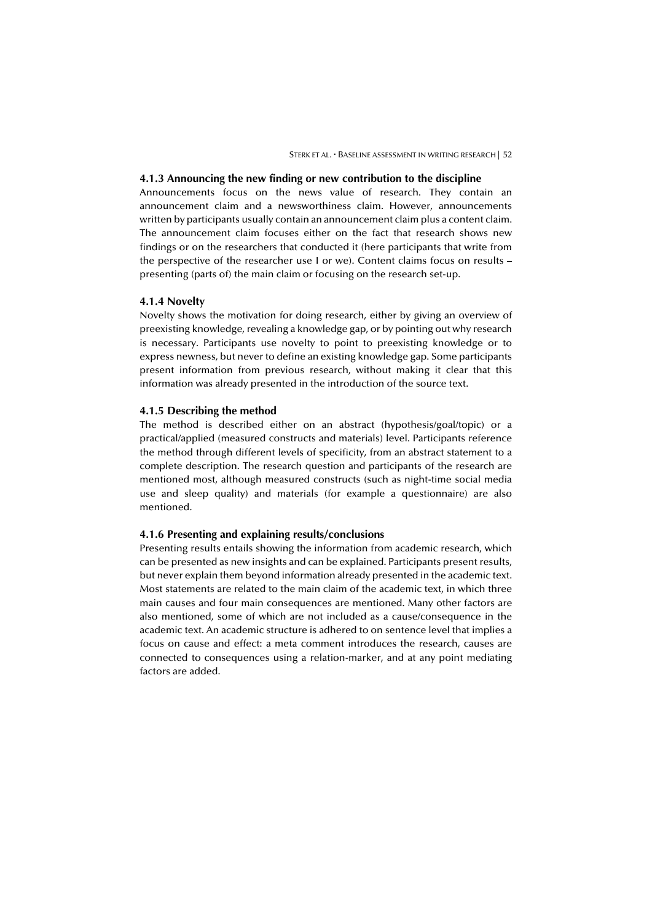### 4.1.3 Announcing the new finding or new contribution to the discipline

Announcements focus on the news value of research. They contain an announcement claim and a newsworthiness claim. However, announcements written by participants usually contain an announcement claim plus a content claim. The announcement claim focuses either on the fact that research shows new findings or on the researchers that conducted it (here participants that write from the perspective of the researcher use I or we). Content claims focus on results – presenting (parts of) the main claim or focusing on the research set-up.

### 4.1.4 Novelty

Novelty shows the motivation for doing research, either by giving an overview of preexisting knowledge, revealing a knowledge gap, or by pointing out why research is necessary. Participants use novelty to point to preexisting knowledge or to express newness, but never to define an existing knowledge gap. Some participants present information from previous research, without making it clear that this information was already presented in the introduction of the source text.

### 4.1.5 Describing the method

The method is described either on an abstract (hypothesis/goal/topic) or a practical/applied (measured constructs and materials) level. Participants reference the method through different levels of specificity, from an abstract statement to a complete description. The research question and participants of the research are mentioned most, although measured constructs (such as night-time social media use and sleep quality) and materials (for example a questionnaire) are also mentioned.

### 4.1.6 Presenting and explaining results/conclusions

Presenting results entails showing the information from academic research, which can be presented as new insights and can be explained. Participants present results, but never explain them beyond information already presented in the academic text. Most statements are related to the main claim of the academic text, in which three main causes and four main consequences are mentioned. Many other factors are also mentioned, some of which are not included as a cause/consequence in the academic text. An academic structure is adhered to on sentence level that implies a focus on cause and effect: a meta comment introduces the research, causes are connected to consequences using a relation-marker, and at any point mediating factors are added.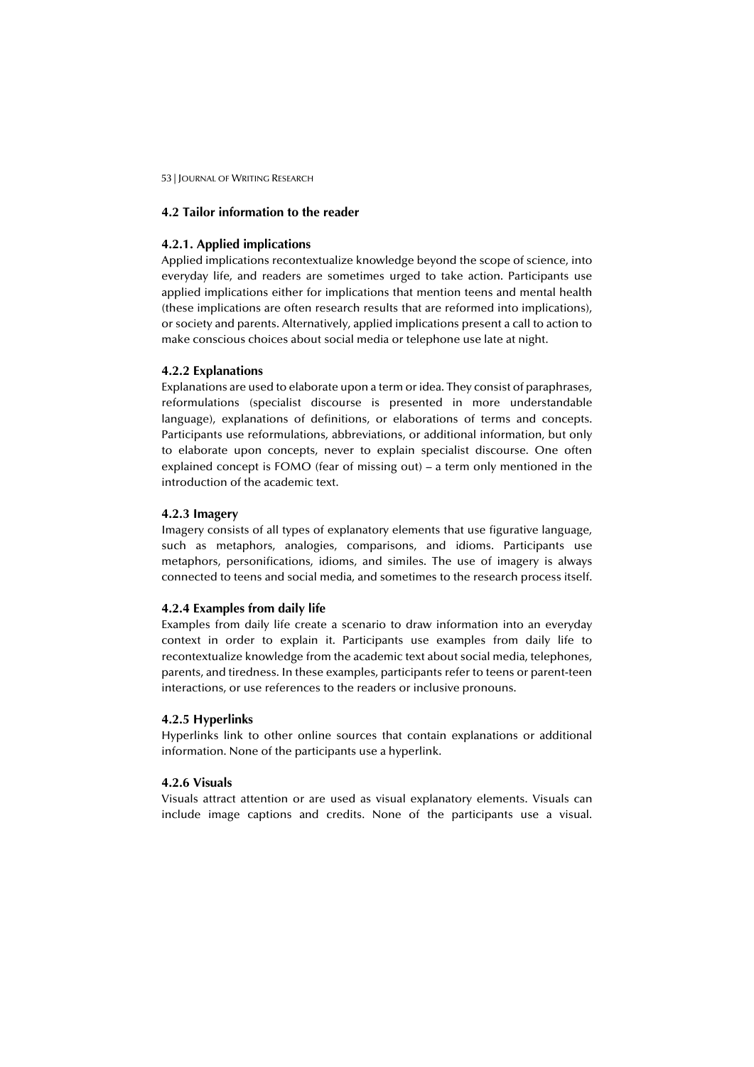## 4.2 Tailor information to the reader

### 4.2.1. Applied implications

Applied implications recontextualize knowledge beyond the scope of science, into everyday life, and readers are sometimes urged to take action. Participants use applied implications either for implications that mention teens and mental health (these implications are often research results that are reformed into implications), or society and parents. Alternatively, applied implications present a call to action to make conscious choices about social media or telephone use late at night.

### 4.2.2 Explanations

Explanations are used to elaborate upon a term or idea. They consist of paraphrases, reformulations (specialist discourse is presented in more understandable language), explanations of definitions, or elaborations of terms and concepts. Participants use reformulations, abbreviations, or additional information, but only to elaborate upon concepts, never to explain specialist discourse. One often explained concept is FOMO (fear of missing out) – a term only mentioned in the introduction of the academic text.

### 4.2.3 Imagery

Imagery consists of all types of explanatory elements that use figurative language, such as metaphors, analogies, comparisons, and idioms. Participants use metaphors, personifications, idioms, and similes. The use of imagery is always connected to teens and social media, and sometimes to the research process itself.

### 4.2.4 Examples from daily life

Examples from daily life create a scenario to draw information into an everyday context in order to explain it. Participants use examples from daily life to recontextualize knowledge from the academic text about social media, telephones, parents, and tiredness. In these examples, participants refer to teens or parent-teen interactions, or use references to the readers or inclusive pronouns.

### 4.2.5 Hyperlinks

Hyperlinks link to other online sources that contain explanations or additional information. None of the participants use a hyperlink.

### 4.2.6 Visuals

Visuals attract attention or are used as visual explanatory elements. Visuals can include image captions and credits. None of the participants use a visual.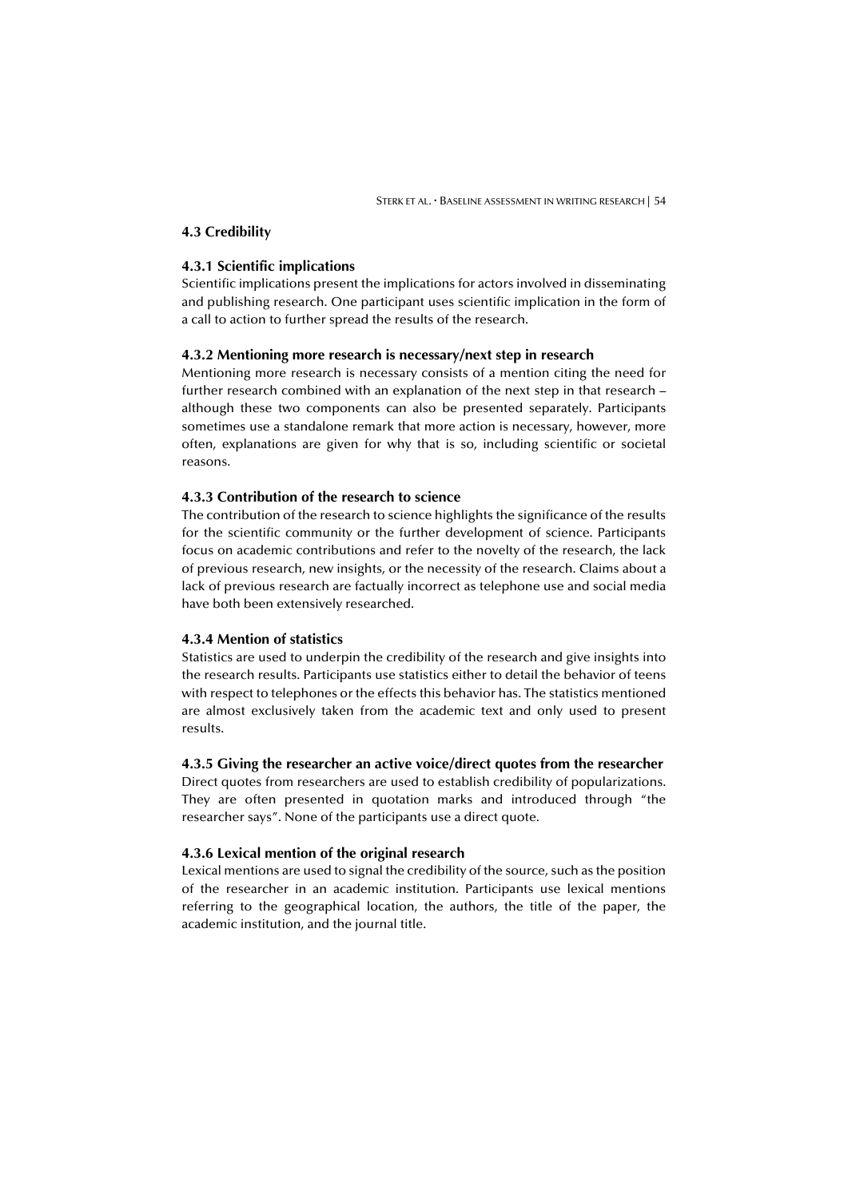## 4.3 Credibility

### 4.3.1 Scientific implications

Scientific implications present the implications for actors involved in disseminating and publishing research. One participant uses scientific implication in the form of a call to action to further spread the results of the research.

### 4.3.2 Mentioning more research is necessary/next step in research

Mentioning more research is necessary consists of a mention citing the need for further research combined with an explanation of the next step in that research – although these two components can also be presented separately. Participants sometimes use a standalone remark that more action is necessary, however, more often, explanations are given for why that is so, including scientific or societal reasons.

### 4.3.3 Contribution of the research to science

The contribution of the research to science highlights the significance of the results for the scientific community or the further development of science. Participants focus on academic contributions and refer to the novelty of the research, the lack of previous research, new insights, or the necessity of the research. Claims about a lack of previous research are factually incorrect as telephone use and social media have both been extensively researched.

### 4.3.4 Mention of statistics

Statistics are used to underpin the credibility of the research and give insights into the research results. Participants use statistics either to detail the behavior of teens with respect to telephones or the effects this behavior has. The statistics mentioned are almost exclusively taken from the academic text and only used to present results.

### 4.3.5 Giving the researcher an active voice/direct quotes from the researcher

Direct quotes from researchers are used to establish credibility of popularizations. They are often presented in quotation marks and introduced through "the researcher says". None of the participants use a direct quote.

### 4.3.6 Lexical mention of the original research

Lexical mentions are used to signal the credibility of the source, such as the position of the researcher in an academic institution. Participants use lexical mentions referring to the geographical location, the authors, the title of the paper, the academic institution, and the journal title.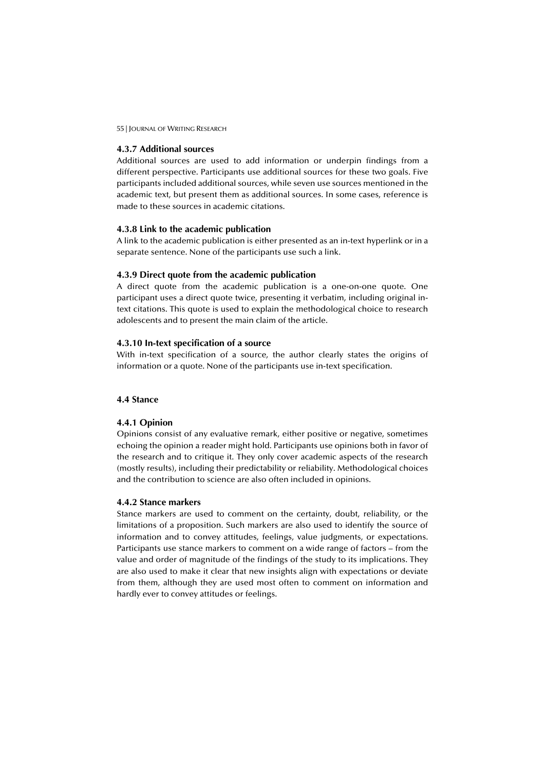#### 4.3.7 Additional sources

Additional sources are used to add information or underpin findings from a different perspective. Participants use additional sources for these two goals. Five participants included additional sources, while seven use sources mentioned in the academic text, but present them as additional sources. In some cases, reference is made to these sources in academic citations.

#### 4.3.8 Link to the academic publication

A link to the academic publication is either presented as an in-text hyperlink or in a separate sentence. None of the participants use such a link.

#### 4.3.9 Direct quote from the academic publication

A direct quote from the academic publication is a one-on-one quote. One participant uses a direct quote twice, presenting it verbatim, including original in-text citations. This quote is used to explain the methodological choice to research adolescents and to present the main claim of the article.

#### 4.3.10 In-text specification of a source

With in-text specification of a source, the author clearly states the origins of information or a quote. None of the participants use in-text specification.

### 4.4 Stance

#### 4.4.1 Opinion

Opinions consist of any evaluative remark, either positive or negative, sometimes echoing the opinion a reader might hold. Participants use opinions both in favor of the research and to critique it. They only cover academic aspects of the research (mostly results), including their predictability or reliability. Methodological choices and the contribution to science are also often included in opinions.

#### 4.4.2 Stance markers

Stance markers are used to comment on the certainty, doubt, reliability, or the limitations of a proposition. Such markers are also used to identify the source of information and to convey attitudes, feelings, value judgments, or expectations. Participants use stance markers to comment on a wide range of factors – from the value and order of magnitude of the findings of the study to its implications. They are also used to make it clear that new insights align with expectations or deviate from them, although they are used most often to comment on information and hardly ever to convey attitudes or feelings.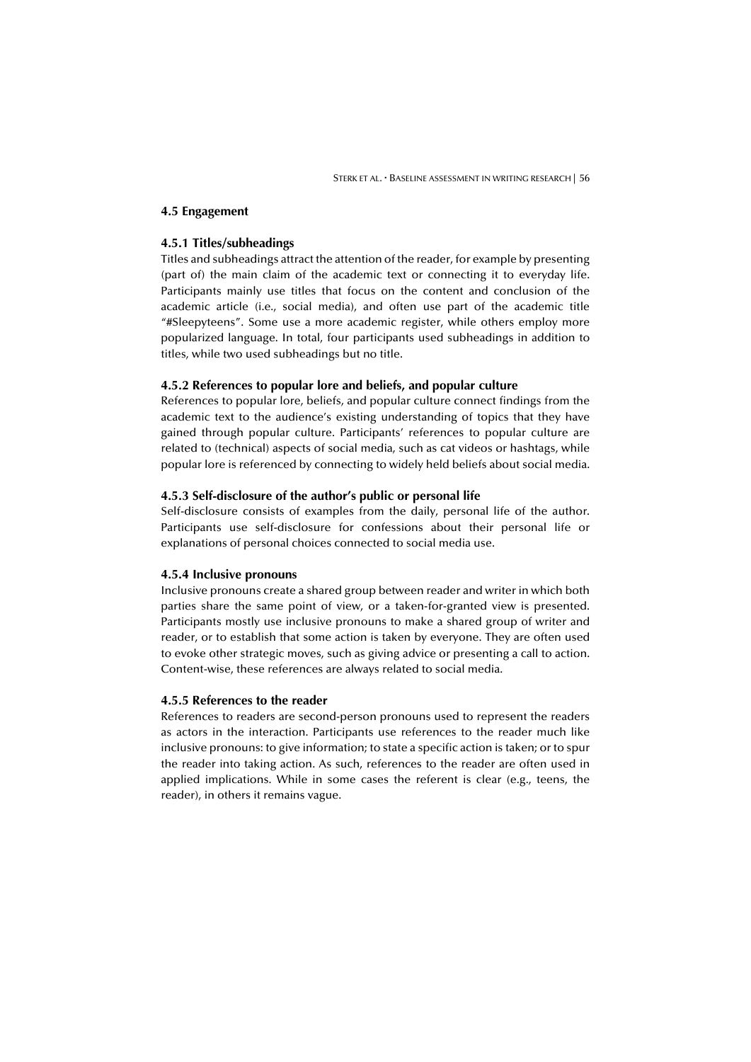## 4.5 Engagement

### 4.5.1 Titles/subheadings

Titles and subheadings attract the attention of the reader, for example by presenting (part of) the main claim of the academic text or connecting it to everyday life. Participants mainly use titles that focus on the content and conclusion of the academic article (i.e., social media), and often use part of the academic title "#Sleepyteens". Some use a more academic register, while others employ more popularized language. In total, four participants used subheadings in addition to titles, while two used subheadings but no title.

### 4.5.2 References to popular lore and beliefs, and popular culture

References to popular lore, beliefs, and popular culture connect findings from the academic text to the audience's existing understanding of topics that they have gained through popular culture. Participants' references to popular culture are related to (technical) aspects of social media, such as cat videos or hashtags, while popular lore is referenced by connecting to widely held beliefs about social media.

### 4.5.3 Self-disclosure of the author's public or personal life

Self-disclosure consists of examples from the daily, personal life of the author. Participants use self-disclosure for confessions about their personal life or explanations of personal choices connected to social media use.

### 4.5.4 Inclusive pronouns

Inclusive pronouns create a shared group between reader and writer in which both parties share the same point of view, or a taken-for-granted view is presented. Participants mostly use inclusive pronouns to make a shared group of writer and reader, or to establish that some action is taken by everyone. They are often used to evoke other strategic moves, such as giving advice or presenting a call to action. Content-wise, these references are always related to social media.

### 4.5.5 References to the reader

References to readers are second-person pronouns used to represent the readers as actors in the interaction. Participants use references to the reader much like inclusive pronouns: to give information; to state a specific action is taken; or to spur the reader into taking action. As such, references to the reader are often used in applied implications. While in some cases the referent is clear (e.g., teens, the reader), in others it remains vague.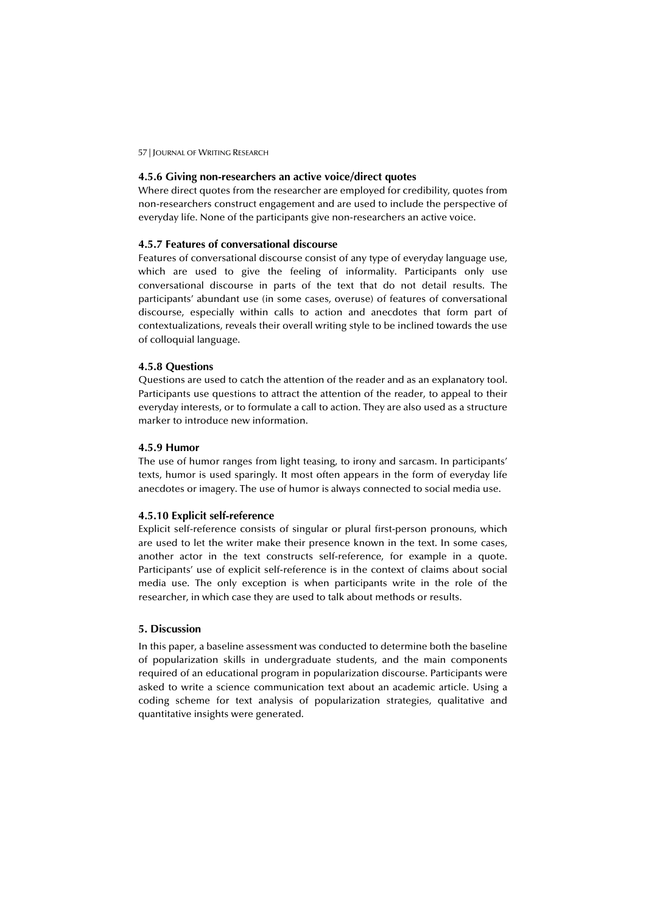#### 4.5.6 Giving non-researchers an active voice/direct quotes

Where direct quotes from the researcher are employed for credibility, quotes from non-researchers construct engagement and are used to include the perspective of everyday life. None of the participants give non-researchers an active voice.

#### 4.5.7 Features of conversational discourse

Features of conversational discourse consist of any type of everyday language use, which are used to give the feeling of informality. Participants only use conversational discourse in parts of the text that do not detail results. The participants' abundant use (in some cases, overuse) of features of conversational discourse, especially within calls to action and anecdotes that form part of contextualizations, reveals their overall writing style to be inclined towards the use of colloquial language.

#### 4.5.8 Questions

Questions are used to catch the attention of the reader and as an explanatory tool. Participants use questions to attract the attention of the reader, to appeal to their everyday interests, or to formulate a call to action. They are also used as a structure marker to introduce new information.

#### 4.5.9 Humor

The use of humor ranges from light teasing, to irony and sarcasm. In participants' texts, humor is used sparingly. It most often appears in the form of everyday life anecdotes or imagery. The use of humor is always connected to social media use.

#### 4.5.10 Explicit self-reference

Explicit self-reference consists of singular or plural first-person pronouns, which are used to let the writer make their presence known in the text. In some cases, another actor in the text constructs self-reference, for example in a quote. Participants' use of explicit self-reference is in the context of claims about social media use. The only exception is when participants write in the role of the researcher, in which case they are used to talk about methods or results.

## 5. Discussion

In this paper, a baseline assessment was conducted to determine both the baseline of popularization skills in undergraduate students, and the main components required of an educational program in popularization discourse. Participants were asked to write a science communication text about an academic article. Using a coding scheme for text analysis of popularization strategies, qualitative and quantitative insights were generated.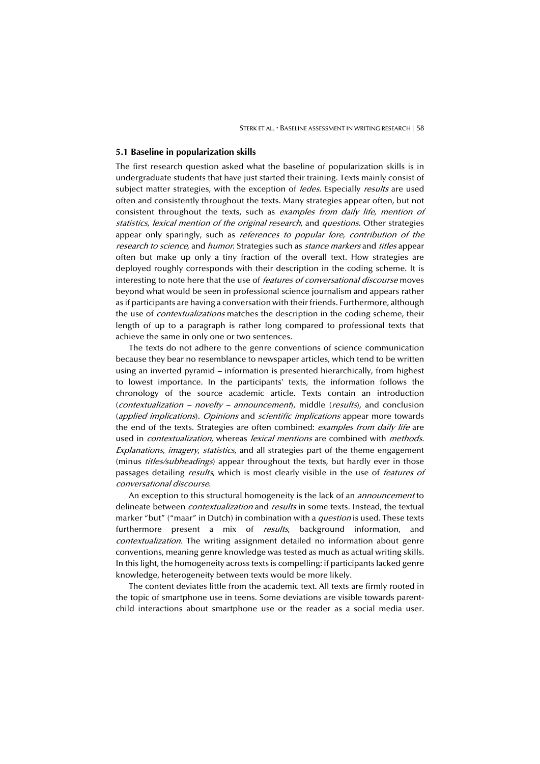### 5.1 Baseline in popularization skills

The first research question asked what the baseline of popularization skills is in undergraduate students that have just started their training. Texts mainly consist of subject matter strategies, with the exception of *ledes*. Especially *results* are used often and consistently throughout the texts. Many strategies appear often, but not consistent throughout the texts, such as *examples from daily life*, *mention of statistics*, *lexical mention of the original research*, and *questions*. Other strategies appear only sparingly, such as *references to popular lore*, *contribution of the research to science*, and *humor*. Strategies such as *stance markers* and *titles* appear often but make up only a tiny fraction of the overall text. How strategies are deployed roughly corresponds with their description in the coding scheme. It is interesting to note here that the use of *features of conversational discourse* moves beyond what would be seen in professional science journalism and appears rather as if participants are having a conversation with their friends. Furthermore, although the use of *contextualizations* matches the description in the coding scheme, their length of up to a paragraph is rather long compared to professional texts that achieve the same in only one or two sentences.

The texts do not adhere to the genre conventions of science communication because they bear no resemblance to newspaper articles, which tend to be written using an inverted pyramid – information is presented hierarchically, from highest to lowest importance. In the participants' texts, the information follows the chronology of the source academic article. Texts contain an introduction (*contextualization – novelty – announcement*), middle (*results*), and conclusion (*applied implications*). *Opinions* and *scientific implications* appear more towards the end of the texts. Strategies are often combined: *examples from daily life* are used in *contextualization*, whereas *lexical mentions* are combined with *methods*. *Explanations*, *imagery*, *statistics*, and all strategies part of the theme engagement (minus *titles/subheadings*) appear throughout the texts, but hardly ever in those passages detailing *results*, which is most clearly visible in the use of *features of conversational discourse*.

An exception to this structural homogeneity is the lack of an *announcement* to delineate between *contextualization* and *results* in some texts. Instead, the textual marker "but" ("maar" in Dutch) in combination with a *question* is used. These texts furthermore present a mix of *results*, background information, and *contextualization*. The writing assignment detailed no information about genre conventions, meaning genre knowledge was tested as much as actual writing skills. In this light, the homogeneity across texts is compelling: if participants lacked genre knowledge, heterogeneity between texts would be more likely.

The content deviates little from the academic text. All texts are firmly rooted in the topic of smartphone use in teens. Some deviations are visible towards parent-child interactions about smartphone use or the reader as a social media user.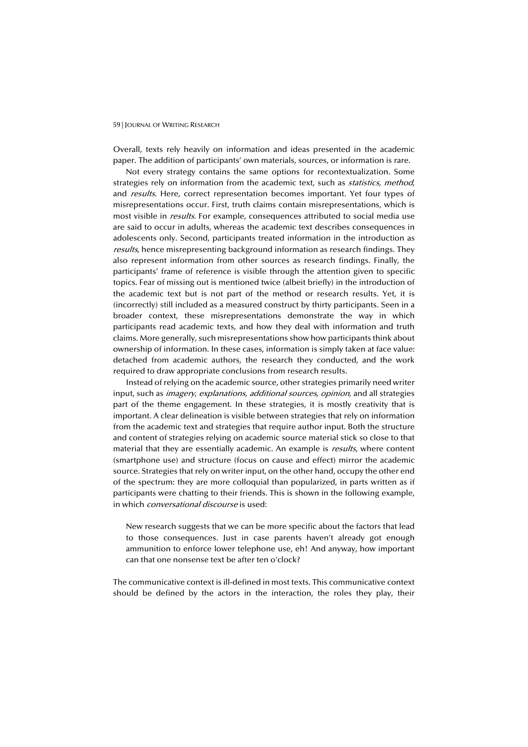Overall, texts rely heavily on information and ideas presented in the academic paper. The addition of participants' own materials, sources, or information is rare.

Not every strategy contains the same options for recontextualization. Some strategies rely on information from the academic text, such as *statistics*, *method*, and *results*. Here, correct representation becomes important. Yet four types of misrepresentations occur. First, truth claims contain misrepresentations, which is most visible in *results*. For example, consequences attributed to social media use are said to occur in adults, whereas the academic text describes consequences in adolescents only. Second, participants treated information in the introduction as *results*, hence misrepresenting background information as research findings. They also represent information from other sources as research findings. Finally, the participants' frame of reference is visible through the attention given to specific topics. Fear of missing out is mentioned twice (albeit briefly) in the introduction of the academic text but is not part of the method or research results. Yet, it is (incorrectly) still included as a measured construct by thirty participants. Seen in a broader context, these misrepresentations demonstrate the way in which participants read academic texts, and how they deal with information and truth claims. More generally, such misrepresentations show how participants think about ownership of information. In these cases, information is simply taken at face value: detached from academic authors, the research they conducted, and the work required to draw appropriate conclusions from research results.

Instead of relying on the academic source, other strategies primarily need writer input, such as *imagery*, *explanations*, *additional sources*, *opinion*, and all strategies part of the theme engagement. In these strategies, it is mostly creativity that is important. A clear delineation is visible between strategies that rely on information from the academic text and strategies that require author input. Both the structure and content of strategies relying on academic source material stick so close to that material that they are essentially academic. An example is *results*, where content (smartphone use) and structure (focus on cause and effect) mirror the academic source. Strategies that rely on writer input, on the other hand, occupy the other end of the spectrum: they are more colloquial than popularized, in parts written as if participants were chatting to their friends. This is shown in the following example, in which *conversational discourse* is used:

> New research suggests that we can be more specific about the factors that lead to those consequences. Just in case parents haven't already got enough ammunition to enforce lower telephone use, eh! And anyway, how important can that one nonsense text be after ten o'clock?

The communicative context is ill-defined in most texts. This communicative context should be defined by the actors in the interaction, the roles they play, their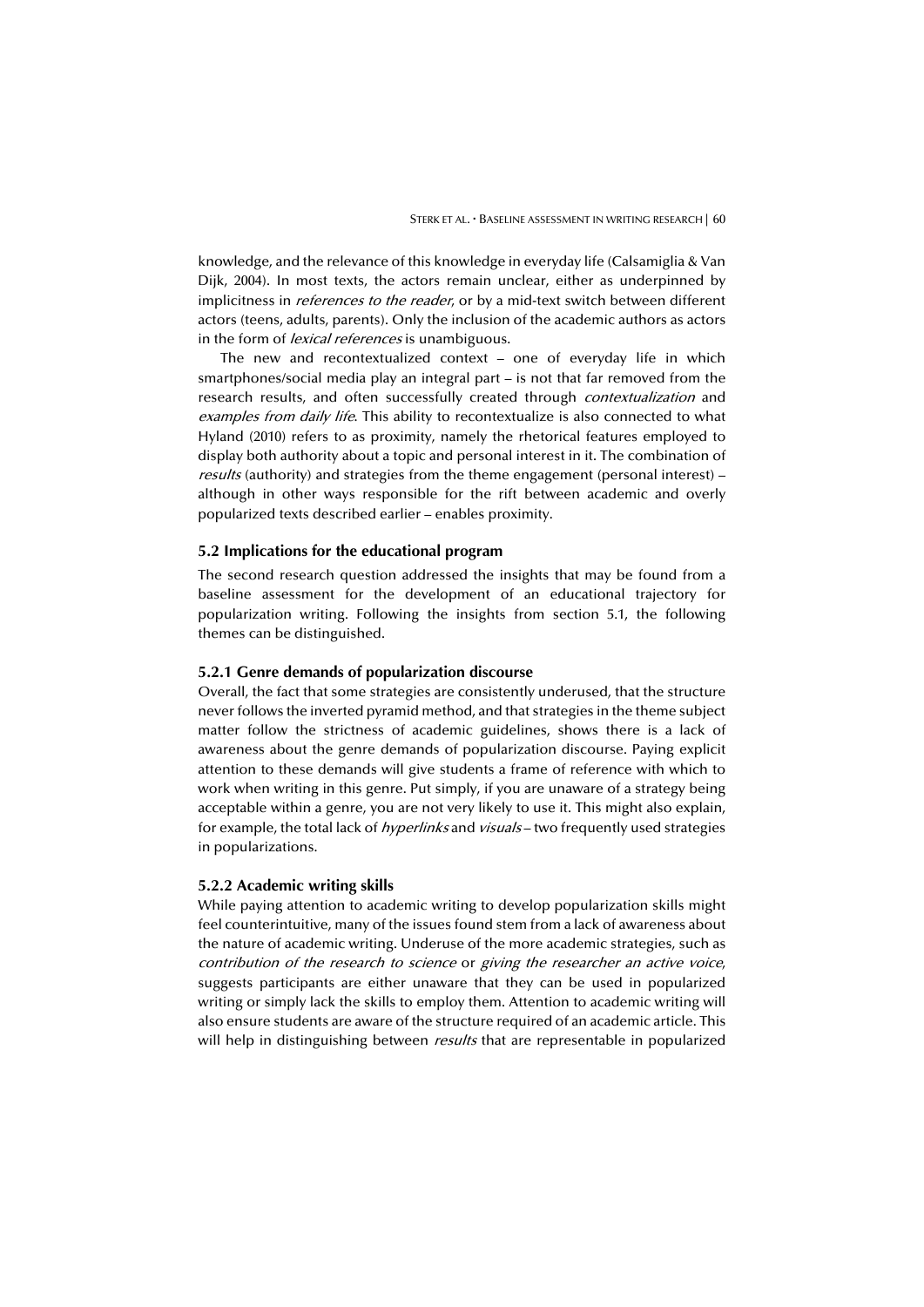knowledge, and the relevance of this knowledge in everyday life (Calsamiglia & Van Dijk, 2004). In most texts, the actors remain unclear, either as underpinned by implicitness in *references to the reader*, or by a mid-text switch between different actors (teens, adults, parents). Only the inclusion of the academic authors as actors in the form of *lexical references* is unambiguous.

The new and recontextualized context – one of everyday life in which smartphones/social media play an integral part – is not that far removed from the research results, and often successfully created through *contextualization* and *examples from daily life*. This ability to recontextualize is also connected to what Hyland (2010) refers to as proximity, namely the rhetorical features employed to display both authority about a topic and personal interest in it. The combination of *results* (authority) and strategies from the theme engagement (personal interest) – although in other ways responsible for the rift between academic and overly popularized texts described earlier – enables proximity.

### 5.2 Implications for the educational program

The second research question addressed the insights that may be found from a baseline assessment for the development of an educational trajectory for popularization writing. Following the insights from section 5.1, the following themes can be distinguished.

#### 5.2.1 Genre demands of popularization discourse

Overall, the fact that some strategies are consistently underused, that the structure never follows the inverted pyramid method, and that strategies in the theme subject matter follow the strictness of academic guidelines, shows there is a lack of awareness about the genre demands of popularization discourse. Paying explicit attention to these demands will give students a frame of reference with which to work when writing in this genre. Put simply, if you are unaware of a strategy being acceptable within a genre, you are not very likely to use it. This might also explain, for example, the total lack of *hyperlinks* and *visuals* – two frequently used strategies in popularizations.

#### 5.2.2 Academic writing skills

While paying attention to academic writing to develop popularization skills might feel counterintuitive, many of the issues found stem from a lack of awareness about the nature of academic writing. Underuse of the more academic strategies, such as *contribution of the research to science* or *giving the researcher an active voice*, suggests participants are either unaware that they can be used in popularized writing or simply lack the skills to employ them. Attention to academic writing will also ensure students are aware of the structure required of an academic article. This will help in distinguishing between *results* that are representable in popularized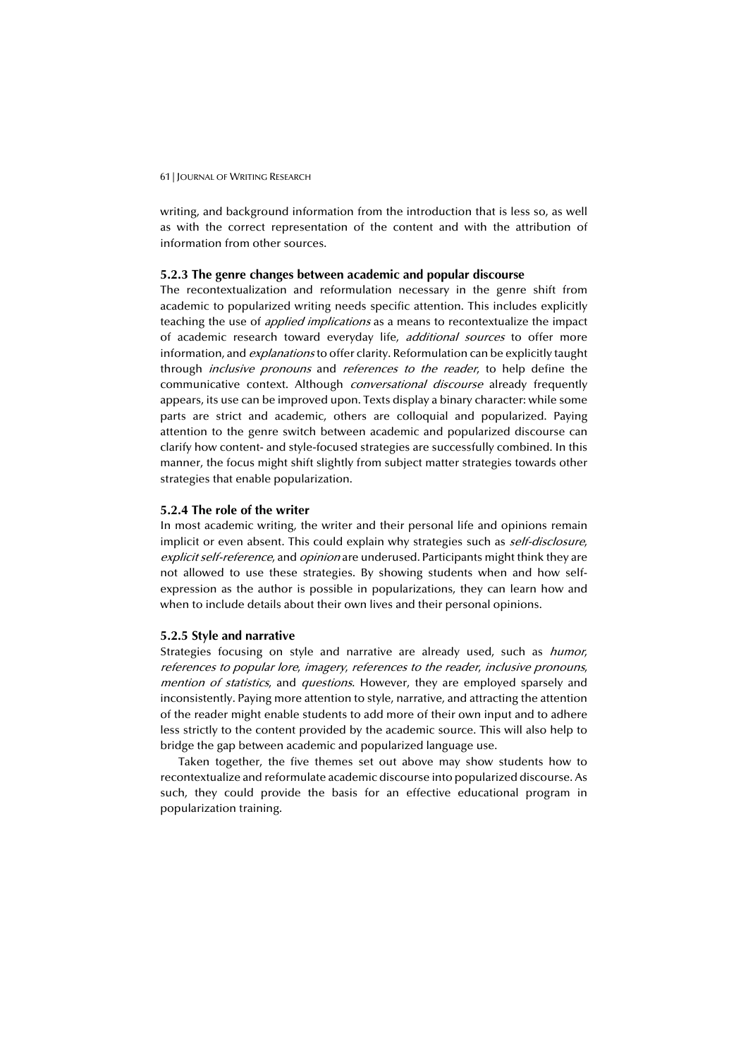writing, and background information from the introduction that is less so, as well as with the correct representation of the content and with the attribution of information from other sources.

### 5.2.3 The genre changes between academic and popular discourse

The recontextualization and reformulation necessary in the genre shift from academic to popularized writing needs specific attention. This includes explicitly teaching the use of *applied implications* as a means to recontextualize the impact of academic research toward everyday life, *additional sources* to offer more information, and *explanations* to offer clarity. Reformulation can be explicitly taught through *inclusive pronouns* and *references to the reader*, to help define the communicative context. Although *conversational discourse* already frequently appears, its use can be improved upon. Texts display a binary character: while some parts are strict and academic, others are colloquial and popularized. Paying attention to the genre switch between academic and popularized discourse can clarify how content- and style-focused strategies are successfully combined. In this manner, the focus might shift slightly from subject matter strategies towards other strategies that enable popularization.

### 5.2.4 The role of the writer

In most academic writing, the writer and their personal life and opinions remain implicit or even absent. This could explain why strategies such as *self-disclosure*, *explicit self-reference*, and *opinion* are underused. Participants might think they are not allowed to use these strategies. By showing students when and how self-expression as the author is possible in popularizations, they can learn how and when to include details about their own lives and their personal opinions.

### 5.2.5 Style and narrative

Strategies focusing on style and narrative are already used, such as *humor*, *references to popular lore*, *imagery*, *references to the reader*, *inclusive pronouns*, *mention of statistics*, and *questions*. However, they are employed sparsely and inconsistently. Paying more attention to style, narrative, and attracting the attention of the reader might enable students to add more of their own input and to adhere less strictly to the content provided by the academic source. This will also help to bridge the gap between academic and popularized language use.

Taken together, the five themes set out above may show students how to recontextualize and reformulate academic discourse into popularized discourse. As such, they could provide the basis for an effective educational program in popularization training.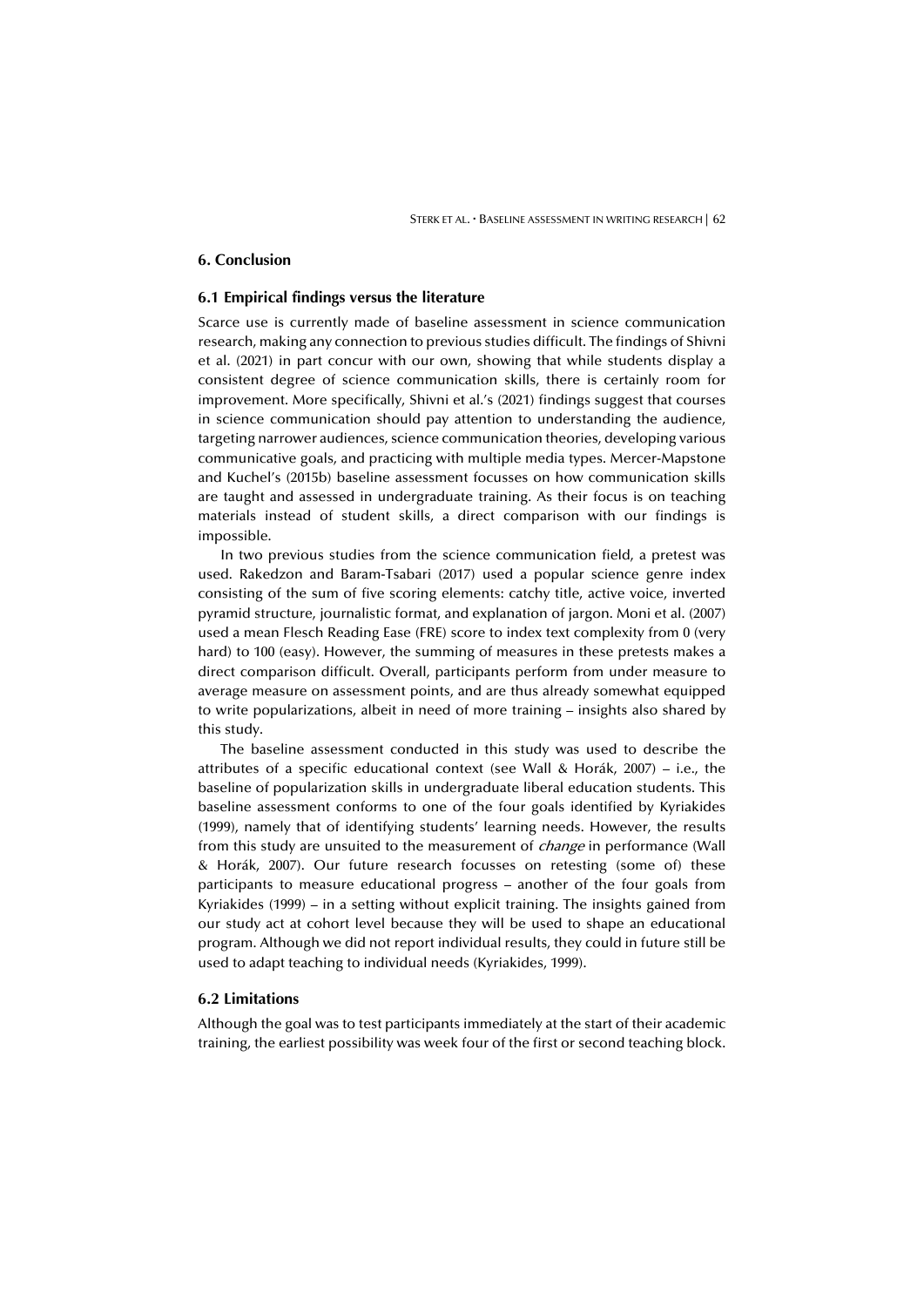## 6. Conclusion

### 6.1 Empirical findings versus the literature

Scarce use is currently made of baseline assessment in science communication research, making any connection to previous studies difficult. The findings of Shivni et al. (2021) in part concur with our own, showing that while students display a consistent degree of science communication skills, there is certainly room for improvement. More specifically, Shivni et al.'s (2021) findings suggest that courses in science communication should pay attention to understanding the audience, targeting narrower audiences, science communication theories, developing various communicative goals, and practicing with multiple media types. Mercer-Mapstone and Kuchel's (2015b) baseline assessment focusses on how communication skills are taught and assessed in undergraduate training. As their focus is on teaching materials instead of student skills, a direct comparison with our findings is impossible.

In two previous studies from the science communication field, a pretest was used. Rakedzon and Baram-Tsabari (2017) used a popular science genre index consisting of the sum of five scoring elements: catchy title, active voice, inverted pyramid structure, journalistic format, and explanation of jargon. Moni et al. (2007) used a mean Flesch Reading Ease (FRE) score to index text complexity from 0 (very hard) to 100 (easy). However, the summing of measures in these pretests makes a direct comparison difficult. Overall, participants perform from under measure to average measure on assessment points, and are thus already somewhat equipped to write popularizations, albeit in need of more training – insights also shared by this study.

The baseline assessment conducted in this study was used to describe the attributes of a specific educational context (see Wall & Horák, 2007) – i.e., the baseline of popularization skills in undergraduate liberal education students. This baseline assessment conforms to one of the four goals identified by Kyriakides (1999), namely that of identifying students' learning needs. However, the results from this study are unsuited to the measurement of *change* in performance (Wall & Horák, 2007). Our future research focusses on retesting (some of) these participants to measure educational progress – another of the four goals from Kyriakides (1999) – in a setting without explicit training. The insights gained from our study act at cohort level because they will be used to shape an educational program. Although we did not report individual results, they could in future still be used to adapt teaching to individual needs (Kyriakides, 1999).

### 6.2 Limitations

Although the goal was to test participants immediately at the start of their academic training, the earliest possibility was week four of the first or second teaching block.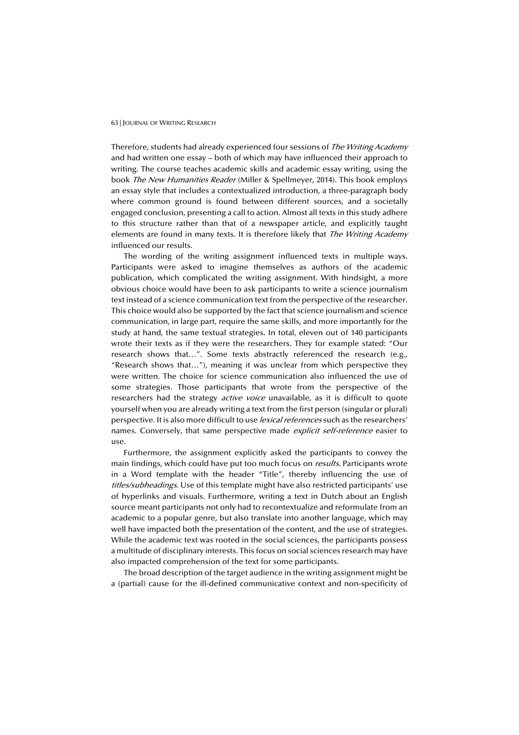Therefore, students had already experienced four sessions of *The Writing Academy* and had written one essay – both of which may have influenced their approach to writing. The course teaches academic skills and academic essay writing, using the book *The New Humanities Reader* (Miller & Spellmeyer, 2014). This book employs an essay style that includes a contextualized introduction, a three-paragraph body where common ground is found between different sources, and a societally engaged conclusion, presenting a call to action. Almost all texts in this study adhere to this structure rather than that of a newspaper article, and explicitly taught elements are found in many texts. It is therefore likely that *The Writing Academy* influenced our results.

The wording of the writing assignment influenced texts in multiple ways. Participants were asked to imagine themselves as authors of the academic publication, which complicated the writing assignment. With hindsight, a more obvious choice would have been to ask participants to write a science journalism text instead of a science communication text from the perspective of the researcher. This choice would also be supported by the fact that science journalism and science communication, in large part, require the same skills, and more importantly for the study at hand, the same textual strategies. In total, eleven out of 140 participants wrote their texts as if they were the researchers. They for example stated: "Our research shows that…". Some texts abstractly referenced the research (e.g., "Research shows that…"), meaning it was unclear from which perspective they were written. The choice for science communication also influenced the use of some strategies. Those participants that wrote from the perspective of the researchers had the strategy *active voice* unavailable, as it is difficult to quote yourself when you are already writing a text from the first person (singular or plural) perspective. It is also more difficult to use *lexical references* such as the researchers' names. Conversely, that same perspective made *explicit self-reference* easier to use.

Furthermore, the assignment explicitly asked the participants to convey the main findings, which could have put too much focus on *results*. Participants wrote in a Word template with the header "Title", thereby influencing the use of *titles/subheadings*. Use of this template might have also restricted participants' use of hyperlinks and visuals. Furthermore, writing a text in Dutch about an English source meant participants not only had to recontextualize and reformulate from an academic to a popular genre, but also translate into another language, which may well have impacted both the presentation of the content, and the use of strategies. While the academic text was rooted in the social sciences, the participants possess a multitude of disciplinary interests. This focus on social sciences research may have also impacted comprehension of the text for some participants.

The broad description of the target audience in the writing assignment might be a (partial) cause for the ill-defined communicative context and non-specificity of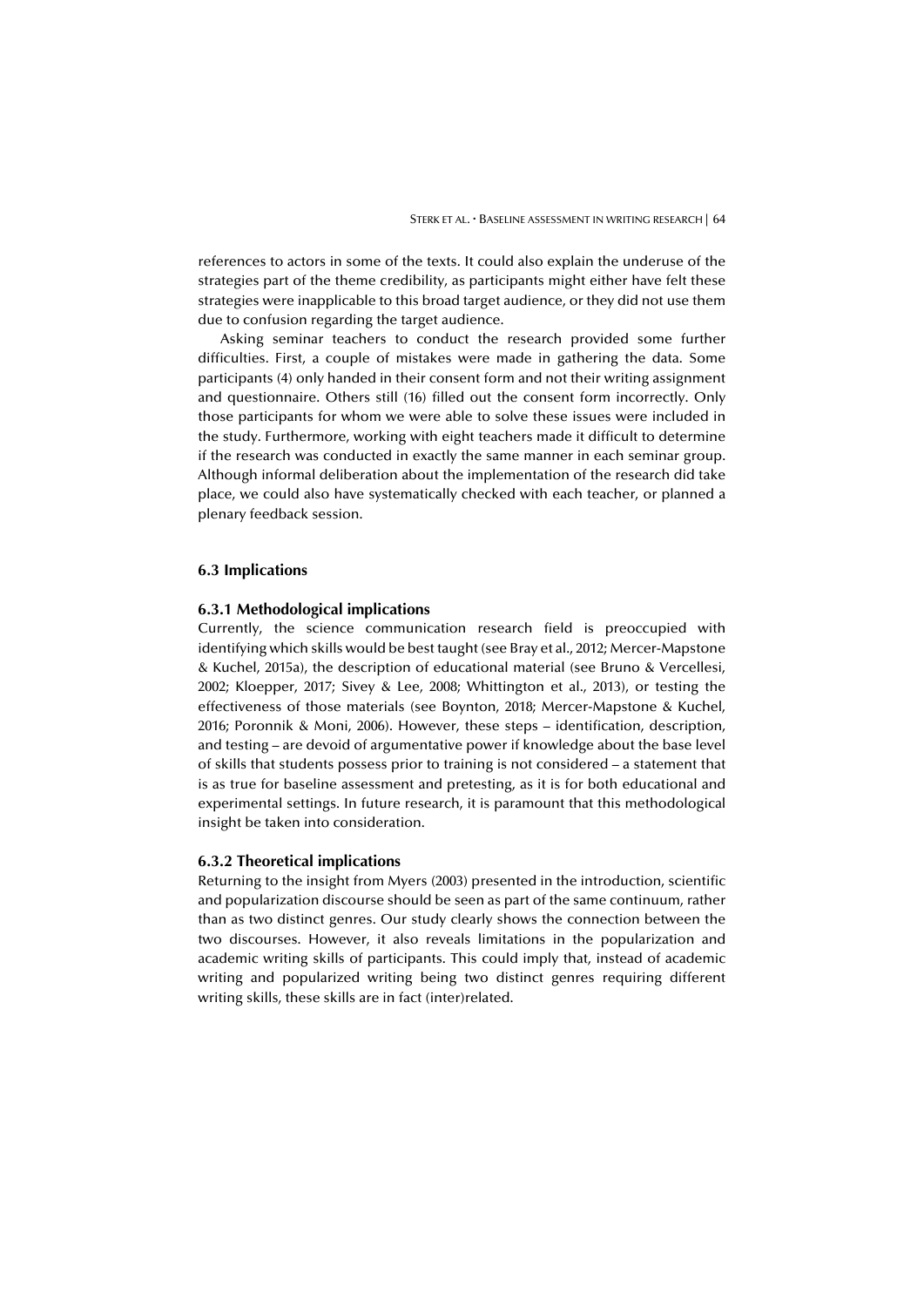references to actors in some of the texts. It could also explain the underuse of the strategies part of the theme credibility, as participants might either have felt these strategies were inapplicable to this broad target audience, or they did not use them due to confusion regarding the target audience.

Asking seminar teachers to conduct the research provided some further difficulties. First, a couple of mistakes were made in gathering the data. Some participants (4) only handed in their consent form and not their writing assignment and questionnaire. Others still (16) filled out the consent form incorrectly. Only those participants for whom we were able to solve these issues were included in the study. Furthermore, working with eight teachers made it difficult to determine if the research was conducted in exactly the same manner in each seminar group. Although informal deliberation about the implementation of the research did take place, we could also have systematically checked with each teacher, or planned a plenary feedback session.

## 6.3 Implications

### 6.3.1 Methodological implications

Currently, the science communication research field is preoccupied with identifying which skills would be best taught (see Bray et al., 2012; Mercer-Mapstone & Kuchel, 2015a), the description of educational material (see Bruno & Vercellesi, 2002; Kloepper, 2017; Sivey & Lee, 2008; Whittington et al., 2013), or testing the effectiveness of those materials (see Boynton, 2018; Mercer-Mapstone & Kuchel, 2016; Poronnik & Moni, 2006). However, these steps – identification, description, and testing – are devoid of argumentative power if knowledge about the base level of skills that students possess prior to training is not considered – a statement that is as true for baseline assessment and pretesting, as it is for both educational and experimental settings. In future research, it is paramount that this methodological insight be taken into consideration.

### 6.3.2 Theoretical implications

Returning to the insight from Myers (2003) presented in the introduction, scientific and popularization discourse should be seen as part of the same continuum, rather than as two distinct genres. Our study clearly shows the connection between the two discourses. However, it also reveals limitations in the popularization and academic writing skills of participants. This could imply that, instead of academic writing and popularized writing being two distinct genres requiring different writing skills, these skills are in fact (inter)related.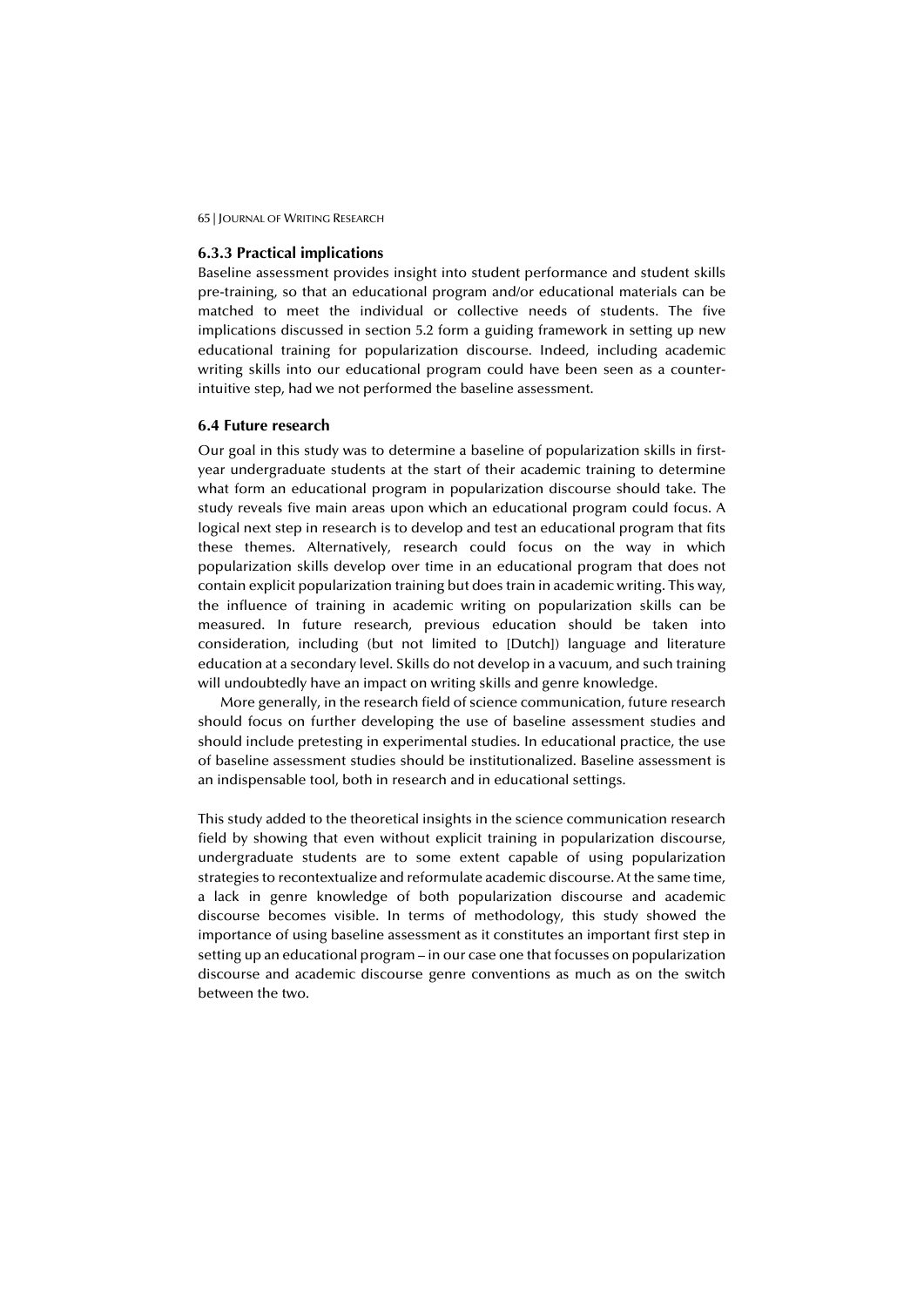### 6.3.3 Practical implications

Baseline assessment provides insight into student performance and student skills pre-training, so that an educational program and/or educational materials can be matched to meet the individual or collective needs of students. The five implications discussed in section 5.2 form a guiding framework in setting up new educational training for popularization discourse. Indeed, including academic writing skills into our educational program could have been seen as a counter-intuitive step, had we not performed the baseline assessment.

### 6.4 Future research

Our goal in this study was to determine a baseline of popularization skills in first-year undergraduate students at the start of their academic training to determine what form an educational program in popularization discourse should take. The study reveals five main areas upon which an educational program could focus. A logical next step in research is to develop and test an educational program that fits these themes. Alternatively, research could focus on the way in which popularization skills develop over time in an educational program that does not contain explicit popularization training but does train in academic writing. This way, the influence of training in academic writing on popularization skills can be measured. In future research, previous education should be taken into consideration, including (but not limited to [Dutch]) language and literature education at a secondary level. Skills do not develop in a vacuum, and such training will undoubtedly have an impact on writing skills and genre knowledge.

More generally, in the research field of science communication, future research should focus on further developing the use of baseline assessment studies and should include pretesting in experimental studies. In educational practice, the use of baseline assessment studies should be institutionalized. Baseline assessment is an indispensable tool, both in research and in educational settings.

This study added to the theoretical insights in the science communication research field by showing that even without explicit training in popularization discourse, undergraduate students are to some extent capable of using popularization strategies to recontextualize and reformulate academic discourse. At the same time, a lack in genre knowledge of both popularization discourse and academic discourse becomes visible. In terms of methodology, this study showed the importance of using baseline assessment as it constitutes an important first step in setting up an educational program – in our case one that focusses on popularization discourse and academic discourse genre conventions as much as on the switch between the two.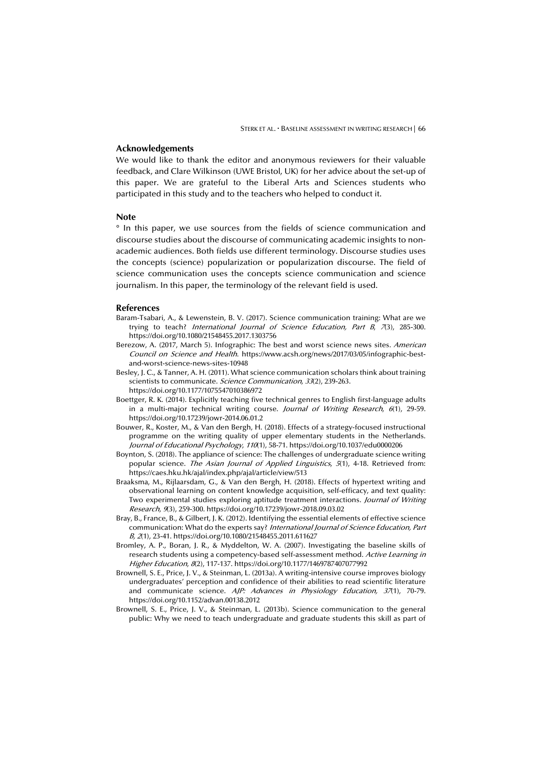## Acknowledgements

We would like to thank the editor and anonymous reviewers for their valuable feedback, and Clare Wilkinson (UWE Bristol, UK) for her advice about the set-up of this paper. We are grateful to the Liberal Arts and Sciences students who participated in this study and to the teachers who helped to conduct it.

## Note

° In this paper, we use sources from the fields of science communication and discourse studies about the discourse of communicating academic insights to non-academic audiences. Both fields use different terminology. Discourse studies uses the concepts (science) popularization or popularization discourse. The field of science communication uses the concepts science communication and science journalism. In this paper, the terminology of the relevant field is used.

## References

Baram-Tsabari, A., & Lewenstein, B. V. (2017). Science communication training: What are we trying to teach? *International Journal of Science Education, Part B*, *7*(3), 285-300. https://doi.org/10.1080/21548455.2017.1303756

Berezow, A. (2017, March 5). Infographic: The best and worst science news sites. *American Council on Science and Health*. https://www.acsh.org/news/2017/03/05/infographic-best-and-worst-science-news-sites-10948

Besley, J. C., & Tanner, A. H. (2011). What science communication scholars think about training scientists to communicate. *Science Communication*, *33*(2), 239-263. https://doi.org/10.1177/1075547010386972

Boettger, R. K. (2014). Explicitly teaching five technical genres to English first-language adults in a multi-major technical writing course. *Journal of Writing Research*, *6*(1), 29-59. https://doi.org/10.17239/jowr-2014.06.01.2

Bouwer, R., Koster, M., & Van den Bergh, H. (2018). Effects of a strategy-focused instructional programme on the writing quality of upper elementary students in the Netherlands. *Journal of Educational Psychology*, *110*(1), 58-71. https://doi.org/10.1037/edu0000206

Boynton, S. (2018). The appliance of science: The challenges of undergraduate science writing popular science. *The Asian Journal of Applied Linguistics*, *5*(1), 4-18. Retrieved from: https://caes.hku.hk/ajal/index.php/ajal/article/view/513

Braaksma, M., Rijlaarsdam, G., & Van den Bergh, H. (2018). Effects of hypertext writing and observational learning on content knowledge acquisition, self-efficacy, and text quality: Two experimental studies exploring aptitude treatment interactions. *Journal of Writing Research*, *9*(3), 259-300. https://doi.org/10.17239/jowr-2018.09.03.02

Bray, B., France, B., & Gilbert, J. K. (2012). Identifying the essential elements of effective science communication: What do the experts say? *International Journal of Science Education, Part B*, *2*(1), 23-41. https://doi.org/10.1080/21548455.2011.611627

Bromley, A. P., Boran, J. R., & Myddelton, W. A. (2007). Investigating the baseline skills of research students using a competency-based self-assessment method. *Active Learning in Higher Education*, *8*(2), 117-137. https://doi.org/10.1177/1469787407077992

Brownell, S. E., Price, J. V., & Steinman, L. (2013a). A writing-intensive course improves biology undergraduates' perception and confidence of their abilities to read scientific literature and communicate science. *AJP: Advances in Physiology Education, 37*(1), 70-79. https://doi.org/10.1152/advan.00138.2012

Brownell, S. E., Price, J. V., & Steinman, L. (2013b). Science communication to the general public: Why we need to teach undergraduate and graduate students this skill as part of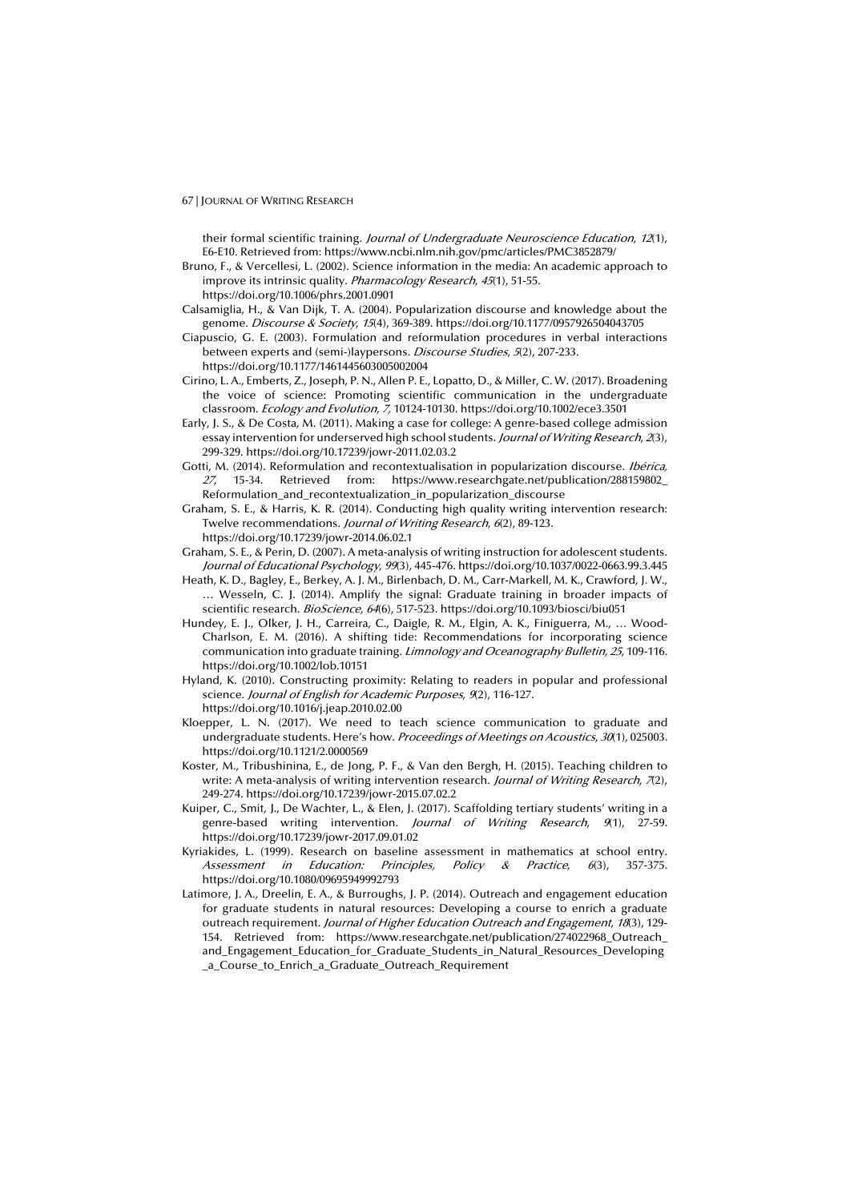their formal scientific training. *Journal of Undergraduate Neuroscience Education*, *12*(1), E6-E10. Retrieved from: https://www.ncbi.nlm.nih.gov/pmc/articles/PMC3852879/

Bruno, F., & Vercellesi, L. (2002). Science information in the media: An academic approach to improve its intrinsic quality. *Pharmacology Research*, *45*(1), 51-55. https://doi.org/10.1006/phrs.2001.0901

Calsamiglia, H., & Van Dijk, T. A. (2004). Popularization discourse and knowledge about the genome. *Discourse & Society*, *15*(4), 369-389. https://doi.org/10.1177/0957926504043705

Ciapuscio, G. E. (2003). Formulation and reformulation procedures in verbal interactions between experts and (semi-)laypersons. *Discourse Studies*, *5*(2), 207-233. https://doi.org/10.1177/1461445603005002004

Cirino, L. A., Emberts, Z., Joseph, P. N., Allen P. E., Lopatto, D., & Miller, C. W. (2017). Broadening the voice of science: Promoting scientific communication in the undergraduate classroom. *Ecology and Evolution*, *7*, 10124-10130. https://doi.org/10.1002/ece3.3501

Early, J. S., & De Costa, M. (2011). Making a case for college: A genre-based college admission essay intervention for underserved high school students. *Journal of Writing Research*, *2*(3), 299-329. https://doi.org/10.17239/jowr-2011.02.03.2

Gotti, M. (2014). Reformulation and recontextualisation in popularization discourse. *Ibérica, 27*, 15-34. Retrieved from: https://www.researchgate.net/publication/288159802_Reformulation_and_recontextualization_in_popularization_discourse

Graham, S. E., & Harris, K. R. (2014). Conducting high quality writing intervention research: Twelve recommendations. *Journal of Writing Research*, *6*(2), 89-123. https://doi.org/10.17239/jowr-2014.06.02.1

Graham, S. E., & Perin, D. (2007). A meta-analysis of writing instruction for adolescent students. *Journal of Educational Psychology*, *99*(3), 445-476. https://doi.org/10.1037/0022-0663.99.3.445

Heath, K. D., Bagley, E., Berkey, A. J. M., Birlenbach, D. M., Carr-Markell, M. K., Crawford, J. W., … Wesseln, C. J. (2014). Amplify the signal: Graduate training in broader impacts of scientific research. *BioScience*, *64*(6), 517-523. https://doi.org/10.1093/biosci/biu051

Hundey, E. J., Olker, J. H., Carreira, C., Daigle, R. M., Elgin, A. K., Finiguerra, M., … Wood-Charlson, E. M. (2016). A shifting tide: Recommendations for incorporating science communication into graduate training. *Limnology and Oceanography Bulletin*, *25*, 109-116. https://doi.org/10.1002/lob.10151

Hyland, K. (2010). Constructing proximity: Relating to readers in popular and professional science. *Journal of English for Academic Purposes*, *9*(2), 116-127. https://doi.org/10.1016/j.jeap.2010.02.00

Kloepper, L. N. (2017). We need to teach science communication to graduate and undergraduate students. Here's how. *Proceedings of Meetings on Acoustics*, *30*(1), 025003. https://doi.org/10.1121/2.0000569

Koster, M., Tribushinina, E., de Jong, P. F., & Van den Bergh, H. (2015). Teaching children to write: A meta-analysis of writing intervention research. *Journal of Writing Research*, *7*(2), 249-274. https://doi.org/10.17239/jowr-2015.07.02.2

Kuiper, C., Smit, J., De Wachter, L., & Elen, J. (2017). Scaffolding tertiary students' writing in a genre-based writing intervention. *Journal of Writing Research*, *9*(1), 27-59. https://doi.org/10.17239/jowr-2017.09.01.02

Kyriakides, L. (1999). Research on baseline assessment in mathematics at school entry. *Assessment in Education: Principles, Policy & Practice*, *6*(3), 357-375. https://doi.org/10.1080/09695949992793

Latimore, J. A., Dreelin, E. A., & Burroughs, J. P. (2014). Outreach and engagement education for graduate students in natural resources: Developing a course to enrich a graduate outreach requirement. *Journal of Higher Education Outreach and Engagement*, *18*(3), 129-154. Retrieved from: https://www.researchgate.net/publication/274022968_Outreach_and_Engagement_Education_for_Graduate_Students_in_Natural_Resources_Developing_a_Course_to_Enrich_a_Graduate_Outreach_Requirement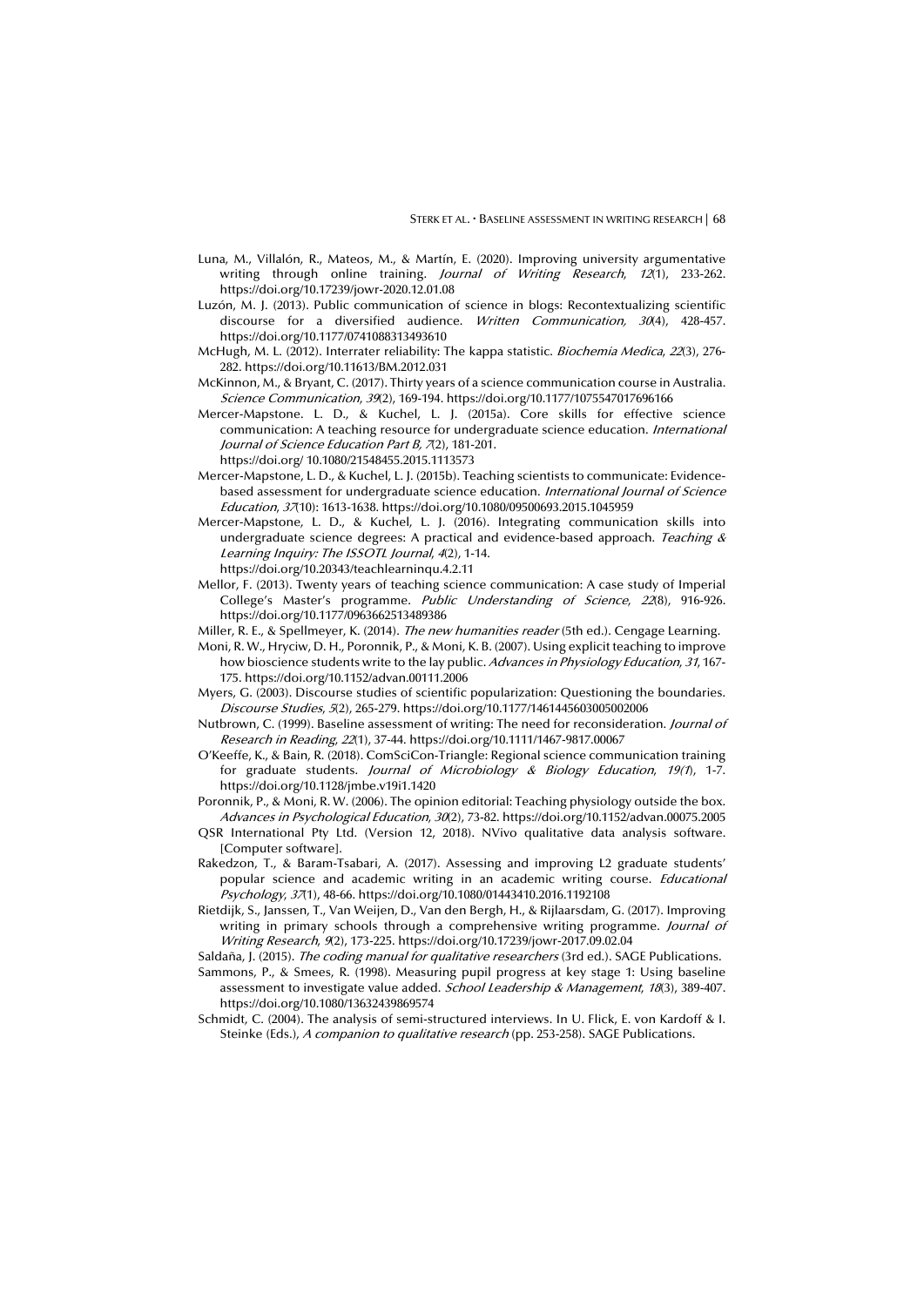Luna, M., Villalón, R., Mateos, M., & Martín, E. (2020). Improving university argumentative writing through online training. *Journal of Writing Research*, *12*(1), 233-262. https://doi.org/10.17239/jowr-2020.12.01.08

Luzón, M. J. (2013). Public communication of science in blogs: Recontextualizing scientific discourse for a diversified audience. *Written Communication, 30*(4), 428-457. https://doi.org/10.1177/0741088313493610

McHugh, M. L. (2012). Interrater reliability: The kappa statistic. *Biochemia Medica*, *22*(3), 276-282. https://doi.org/10.11613/BM.2012.031

McKinnon, M., & Bryant, C. (2017). Thirty years of a science communication course in Australia. *Science Communication*, *39*(2), 169-194. https://doi.org/10.1177/1075547017696166

Mercer-Mapstone. L. D., & Kuchel, L. J. (2015a). Core skills for effective science communication: A teaching resource for undergraduate science education. *International Journal of Science Education Part B, 7*(2), 181-201. https://doi.org/ 10.1080/21548455.2015.1113573

Mercer-Mapstone, L. D., & Kuchel, L. J. (2015b). Teaching scientists to communicate: Evidence-based assessment for undergraduate science education. *International Journal of Science Education*, *37*(10): 1613-1638. https://doi.org/10.1080/09500693.2015.1045959

Mercer-Mapstone, L. D., & Kuchel, L. J. (2016). Integrating communication skills into undergraduate science degrees: A practical and evidence-based approach. *Teaching & Learning Inquiry: The ISSOTL Journal*, *4*(2), 1-14. https://doi.org/10.20343/teachlearninqu.4.2.11

Mellor, F. (2013). Twenty years of teaching science communication: A case study of Imperial College's Master's programme. *Public Understanding of Science*, *22*(8), 916-926. https://doi.org/10.1177/0963662513489386

Miller, R. E., & Spellmeyer, K. (2014). *The new humanities reader* (5th ed.). Cengage Learning.

Moni, R. W., Hryciw, D. H., Poronnik, P., & Moni, K. B. (2007). Using explicit teaching to improve how bioscience students write to the lay public. *Advances in Physiology Education*, *31*, 167-175. https://doi.org/10.1152/advan.00111.2006

Myers, G. (2003). Discourse studies of scientific popularization: Questioning the boundaries. *Discourse Studies*, *5*(2), 265-279. https://doi.org/10.1177/1461445603005002006

Nutbrown, C. (1999). Baseline assessment of writing: The need for reconsideration. *Journal of Research in Reading*, *22*(1), 37-44. https://doi.org/10.1111/1467-9817.00067

O'Keeffe, K., & Bain, R. (2018). ComSciCon-Triangle: Regional science communication training for graduate students. *Journal of Microbiology & Biology Education*, *19(1*), 1-7. https://doi.org/10.1128/jmbe.v19i1.1420

Poronnik, P., & Moni, R. W. (2006). The opinion editorial: Teaching physiology outside the box. *Advances in Psychological Education*, *30*(2), 73-82. https://doi.org/10.1152/advan.00075.2005

QSR International Pty Ltd. (Version 12, 2018). NVivo qualitative data analysis software. [Computer software].

Rakedzon, T., & Baram-Tsabari, A. (2017). Assessing and improving L2 graduate students' popular science and academic writing in an academic writing course. *Educational Psychology*, *37*(1), 48-66. https://doi.org/10.1080/01443410.2016.1192108

Rietdijk, S., Janssen, T., Van Weijen, D., Van den Bergh, H., & Rijlaarsdam, G. (2017). Improving writing in primary schools through a comprehensive writing programme. *Journal of Writing Research*, *9*(2), 173-225. https://doi.org/10.17239/jowr-2017.09.02.04

Saldaña, J. (2015). *The coding manual for qualitative researchers* (3rd ed.). SAGE Publications.

Sammons, P., & Smees, R. (1998). Measuring pupil progress at key stage 1: Using baseline assessment to investigate value added. *School Leadership & Management*, *18*(3), 389-407. https://doi.org/10.1080/13632439869574

Schmidt, C. (2004). The analysis of semi-structured interviews. In U. Flick, E. von Kardoff & I. Steinke (Eds.), *A companion to qualitative research* (pp. 253-258). SAGE Publications.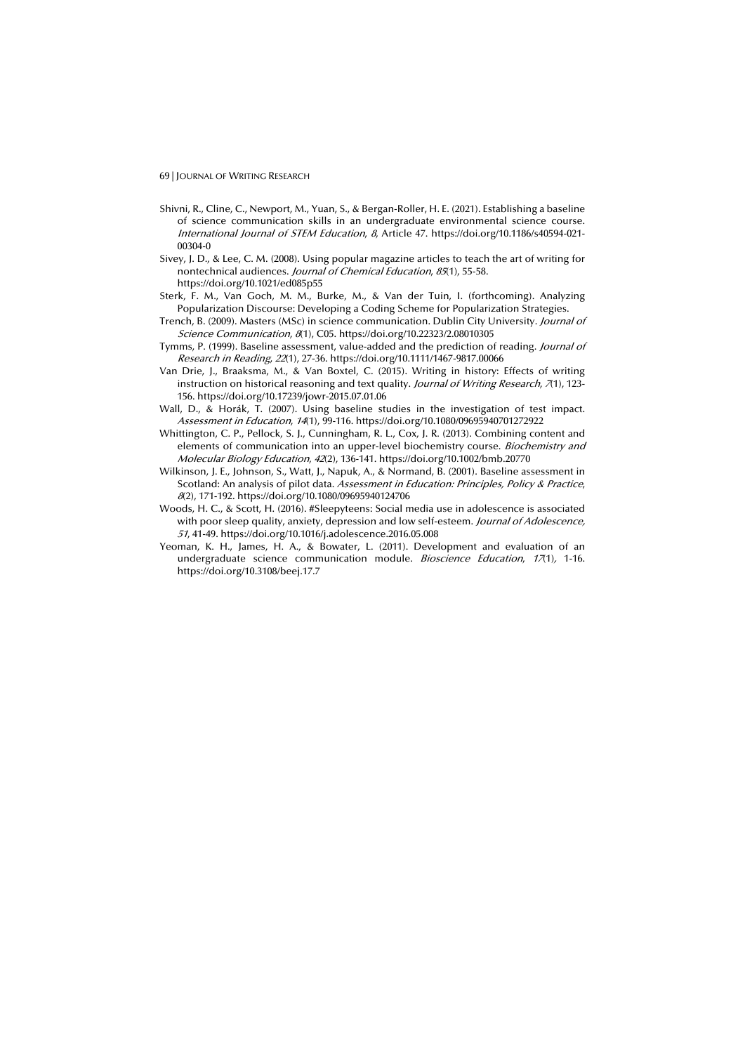Shivni, R., Cline, C., Newport, M., Yuan, S., & Bergan-Roller, H. E. (2021). Establishing a baseline of science communication skills in an undergraduate environmental science course. *International Journal of STEM Education*, *8*, Article 47. https://doi.org/10.1186/s40594-021-00304-0

Sivey, J. D., & Lee, C. M. (2008). Using popular magazine articles to teach the art of writing for nontechnical audiences. *Journal of Chemical Education*, *85*(1), 55-58. https://doi.org/10.1021/ed085p55

Sterk, F. M., Van Goch, M. M., Burke, M., & Van der Tuin, I. (forthcoming). Analyzing Popularization Discourse: Developing a Coding Scheme for Popularization Strategies.

Trench, B. (2009). Masters (MSc) in science communication. Dublin City University. *Journal of Science Communication*, *8*(1), C05. https://doi.org/10.22323/2.08010305

Tymms, P. (1999). Baseline assessment, value-added and the prediction of reading. *Journal of Research in Reading*, *22*(1), 27-36. https://doi.org/10.1111/1467-9817.00066

Van Drie, J., Braaksma, M., & Van Boxtel, C. (2015). Writing in history: Effects of writing instruction on historical reasoning and text quality. *Journal of Writing Research*, *7*(1), 123-156. https://doi.org/10.17239/jowr-2015.07.01.06

Wall, D., & Horák, T. (2007). Using baseline studies in the investigation of test impact. *Assessment in Education*, *14*(1), 99-116. https://doi.org/10.1080/09695940701272922

Whittington, C. P., Pellock, S. J., Cunningham, R. L., Cox, J. R. (2013). Combining content and elements of communication into an upper-level biochemistry course. *Biochemistry and Molecular Biology Education*, *42*(2), 136-141. https://doi.org/10.1002/bmb.20770

Wilkinson, J. E., Johnson, S., Watt, J., Napuk, A., & Normand, B. (2001). Baseline assessment in Scotland: An analysis of pilot data. *Assessment in Education: Principles, Policy & Practice*, *8*(2), 171-192. https://doi.org/10.1080/09695940124706

Woods, H. C., & Scott, H. (2016). #Sleepyteens: Social media use in adolescence is associated with poor sleep quality, anxiety, depression and low self-esteem. *Journal of Adolescence*, *51*, 41-49. https://doi.org/10.1016/j.adolescence.2016.05.008

Yeoman, K. H., James, H. A., & Bowater, L. (2011). Development and evaluation of an undergraduate science communication module. *Bioscience Education*, *17*(1), 1-16. https://doi.org/10.3108/beej.17.7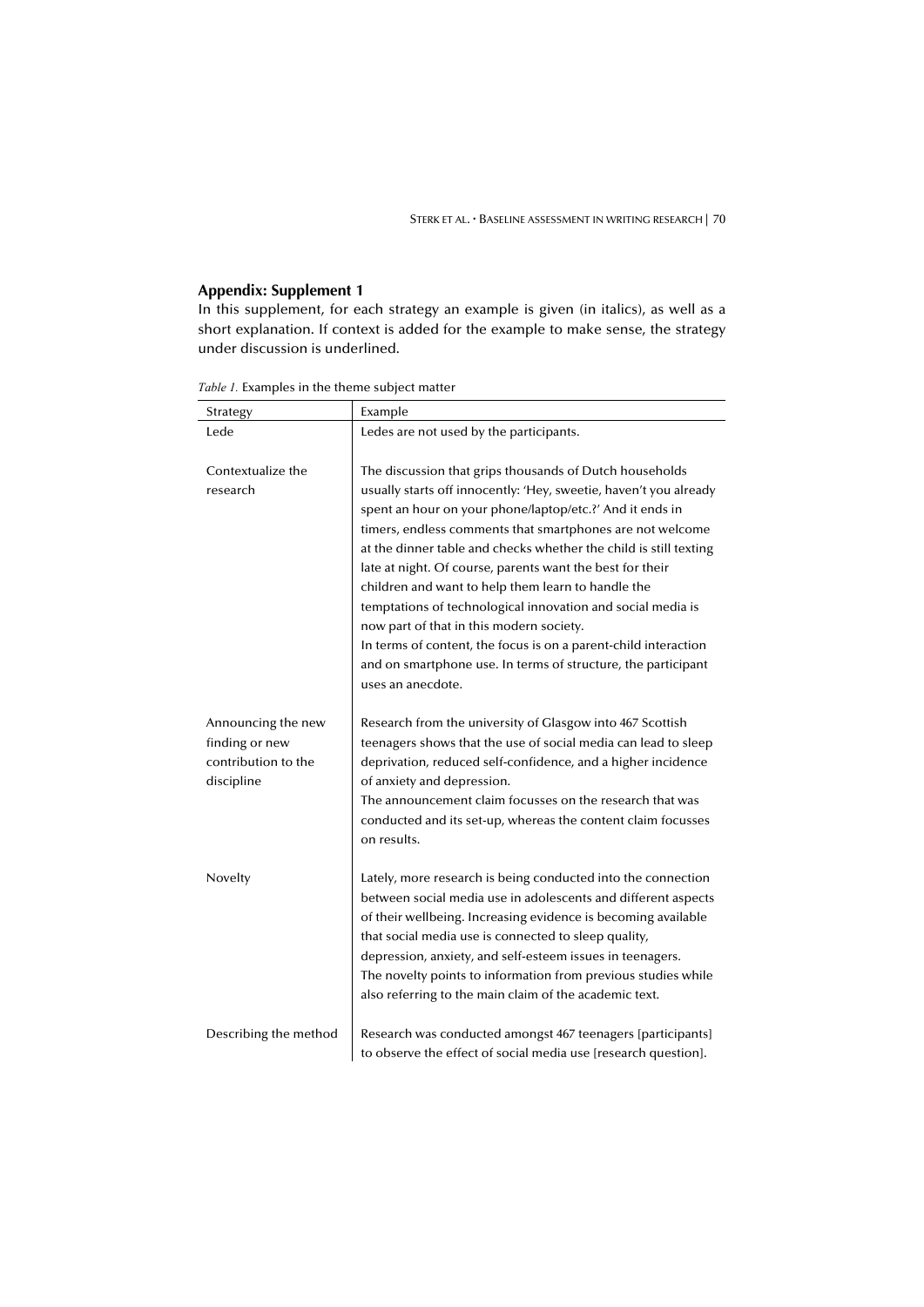## Appendix: Supplement 1

In this supplement, for each strategy an example is given (in italics), as well as a short explanation. If context is added for the example to make sense, the strategy under discussion is underlined.

*Table 1.* Examples in the theme subject matter

| Strategy | Example |
|---|---|
| Lede | Ledes are not used by the participants. |
| Contextualize the research | The discussion that grips thousands of Dutch households usually starts off innocently: 'Hey, sweetie, haven't you already spent an hour on your phone/laptop/etc.?' And it ends in timers, endless comments that smartphones are not welcome at the dinner table and checks whether the child is still texting late at night. Of course, parents want the best for their children and want to help them learn to handle the temptations of technological innovation and social media is now part of that in this modern society.<br>In terms of content, the focus is on a parent-child interaction and on smartphone use. In terms of structure, the participant uses an anecdote. |
| Announcing the new finding or new contribution to the discipline | Research from the university of Glasgow into 467 Scottish teenagers shows that the use of social media can lead to sleep deprivation, reduced self-confidence, and a higher incidence of anxiety and depression.<br>The announcement claim focusses on the research that was conducted and its set-up, whereas the content claim focusses on results. |
| Novelty | Lately, more research is being conducted into the connection between social media use in adolescents and different aspects of their wellbeing. Increasing evidence is becoming available that social media use is connected to sleep quality, depression, anxiety, and self-esteem issues in teenagers.<br>The novelty points to information from previous studies while also referring to the main claim of the academic text. |
| Describing the method | Research was conducted amongst 467 teenagers [participants] to observe the effect of social media use [research question]. |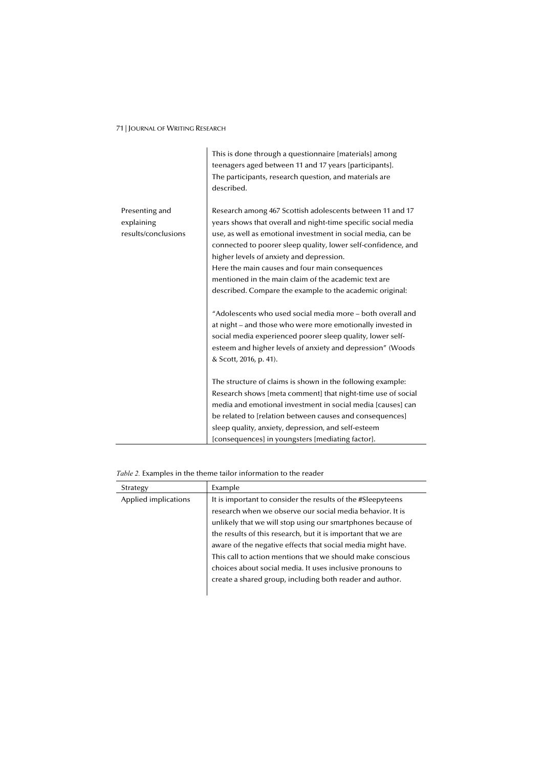| | |
|---|---|
| | This is done through a questionnaire [materials] among teenagers aged between 11 and 17 years [participants]. The participants, research question, and materials are described. |
| Presenting and explaining results/conclusions | Research among 467 Scottish adolescents between 11 and 17 years shows that overall and night-time specific social media use, as well as emotional investment in social media, can be connected to poorer sleep quality, lower self-confidence, and higher levels of anxiety and depression. Here the main causes and four main consequences mentioned in the main claim of the academic text are described. Compare the example to the academic original: "Adolescents who used social media more – both overall and at night – and those who were more emotionally invested in social media experienced poorer sleep quality, lower self-esteem and higher levels of anxiety and depression" (Woods & Scott, 2016, p. 41). The structure of claims is shown in the following example: Research shows [meta comment] that night-time use of social media and emotional investment in social media [causes] can be related to [relation between causes and consequences] sleep quality, anxiety, depression, and self-esteem [consequences] in youngsters [mediating factor]. |

*Table 2.* Examples in the theme tailor information to the reader

| Strategy | Example |
|---|---|
| Applied implications | It is important to consider the results of the #Sleepyteens research when we observe our social media behavior. It is unlikely that we will stop using our smartphones because of the results of this research, but it is important that we are aware of the negative effects that social media might have. This call to action mentions that we should make conscious choices about social media. It uses inclusive pronouns to create a shared group, including both reader and author. |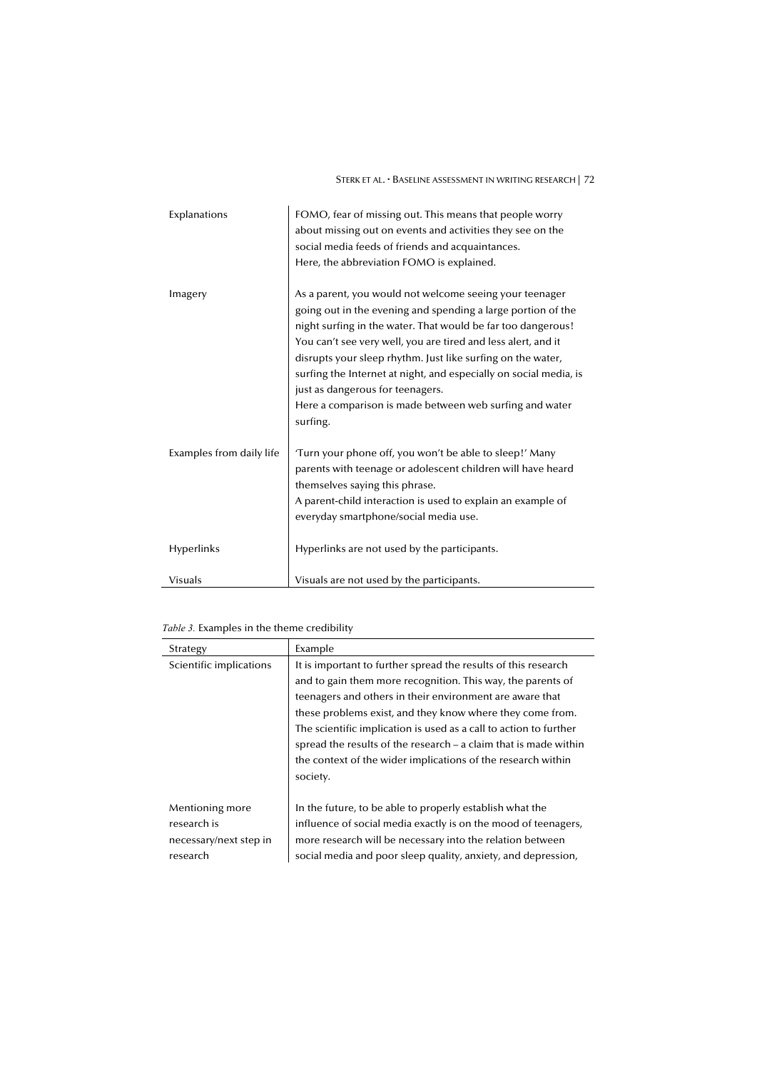| | |
|---|---|
| Explanations | FOMO, fear of missing out. This means that people worry about missing out on events and activities they see on the social media feeds of friends and acquaintances.<br>Here, the abbreviation FOMO is explained. |
| Imagery | As a parent, you would not welcome seeing your teenager going out in the evening and spending a large portion of the night surfing in the water. That would be far too dangerous! You can't see very well, you are tired and less alert, and it disrupts your sleep rhythm. Just like surfing on the water, surfing the Internet at night, and especially on social media, is just as dangerous for teenagers.<br>Here a comparison is made between web surfing and water surfing. |
| Examples from daily life | 'Turn your phone off, you won't be able to sleep!' Many parents with teenage or adolescent children will have heard themselves saying this phrase.<br>A parent-child interaction is used to explain an example of everyday smartphone/social media use. |
| Hyperlinks | Hyperlinks are not used by the participants. |
| Visuals | Visuals are not used by the participants. |

*Table 3.* Examples in the theme credibility

| Strategy | Example |
|---|---|
| Scientific implications | It is important to further spread the results of this research and to gain them more recognition. This way, the parents of teenagers and others in their environment are aware that these problems exist, and they know where they come from.<br>The scientific implication is used as a call to action to further spread the results of the research – a claim that is made within the context of the wider implications of the research within society. |
| Mentioning more research is necessary/next step in research | In the future, to be able to properly establish what the influence of social media exactly is on the mood of teenagers, more research will be necessary into the relation between social media and poor sleep quality, anxiety, and depression, |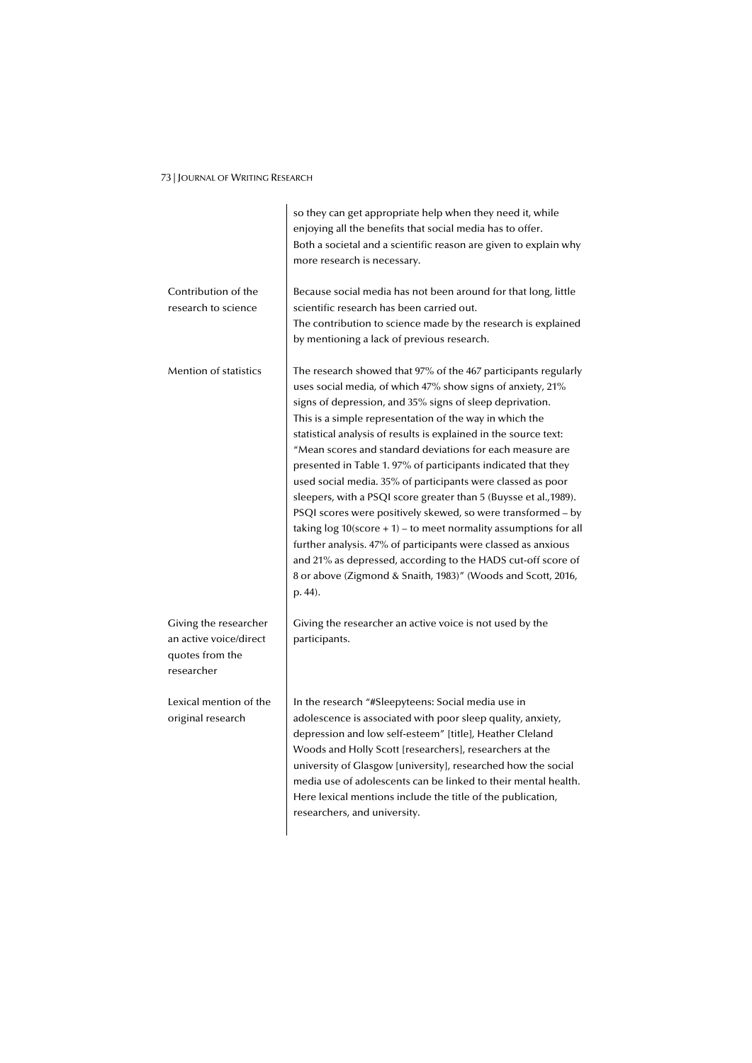| | |
|---|---|
| | so they can get appropriate help when they need it, while enjoying all the benefits that social media has to offer. Both a societal and a scientific reason are given to explain why more research is necessary. |
| Contribution of the research to science | Because social media has not been around for that long, little scientific research has been carried out. The contribution to science made by the research is explained by mentioning a lack of previous research. |
| Mention of statistics | The research showed that 97% of the 467 participants regularly uses social media, of which 47% show signs of anxiety, 21% signs of depression, and 35% signs of sleep deprivation. This is a simple representation of the way in which the statistical analysis of results is explained in the source text: "Mean scores and standard deviations for each measure are presented in Table 1. 97% of participants indicated that they used social media. 35% of participants were classed as poor sleepers, with a PSQI score greater than 5 (Buysse et al.,1989). PSQI scores were positively skewed, so were transformed – by taking log 10(score + 1) – to meet normality assumptions for all further analysis. 47% of participants were classed as anxious and 21% as depressed, according to the HADS cut-off score of 8 or above (Zigmond & Snaith, 1983)" (Woods and Scott, 2016, p. 44). |
| Giving the researcher an active voice/direct quotes from the researcher | Giving the researcher an active voice is not used by the participants. |
| Lexical mention of the original research | In the research "#Sleepyteens: Social media use in adolescence is associated with poor sleep quality, anxiety, depression and low self-esteem" [title], Heather Cleland Woods and Holly Scott [researchers], researchers at the university of Glasgow [university], researched how the social media use of adolescents can be linked to their mental health. Here lexical mentions include the title of the publication, researchers, and university. |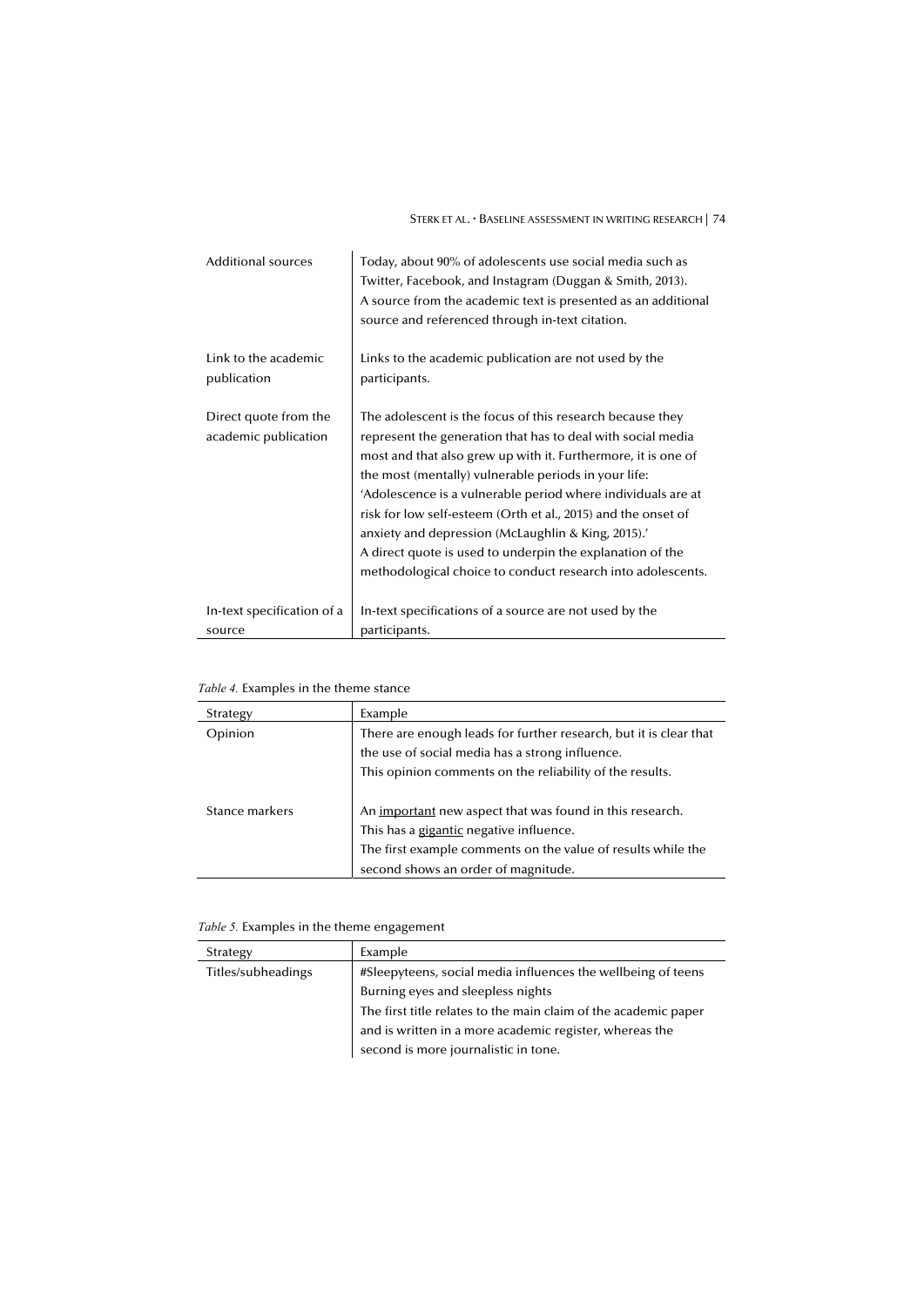| | |
|---|---|
| Additional sources | Today, about 90% of adolescents use social media such as Twitter, Facebook, and Instagram (Duggan & Smith, 2013).<br>A source from the academic text is presented as an additional source and referenced through in-text citation. |
| Link to the academic publication | Links to the academic publication are not used by the participants. |
| Direct quote from the academic publication | The adolescent is the focus of this research because they represent the generation that has to deal with social media most and that also grew up with it. Furthermore, it is one of the most (mentally) vulnerable periods in your life: 'Adolescence is a vulnerable period where individuals are at risk for low self-esteem (Orth et al., 2015) and the onset of anxiety and depression (McLaughlin & King, 2015).'<br>A direct quote is used to underpin the explanation of the methodological choice to conduct research into adolescents. |
| In-text specification of a source | In-text specifications of a source are not used by the participants. |

*Table 4.* Examples in the theme stance

| Strategy | Example |
|---|---|
| Opinion | There are enough leads for further research, but it is clear that the use of social media has a strong influence.<br>This opinion comments on the reliability of the results. |
| Stance markers | An <u>important</u> new aspect that was found in this research.<br>This has a <u>gigantic</u> negative influence.<br>The first example comments on the value of results while the second shows an order of magnitude. |

*Table 5.* Examples in the theme engagement

| Strategy | Example |
|---|---|
| Titles/subheadings | #Sleepyteens, social media influences the wellbeing of teens<br>Burning eyes and sleepless nights<br>The first title relates to the main claim of the academic paper and is written in a more academic register, whereas the second is more journalistic in tone. |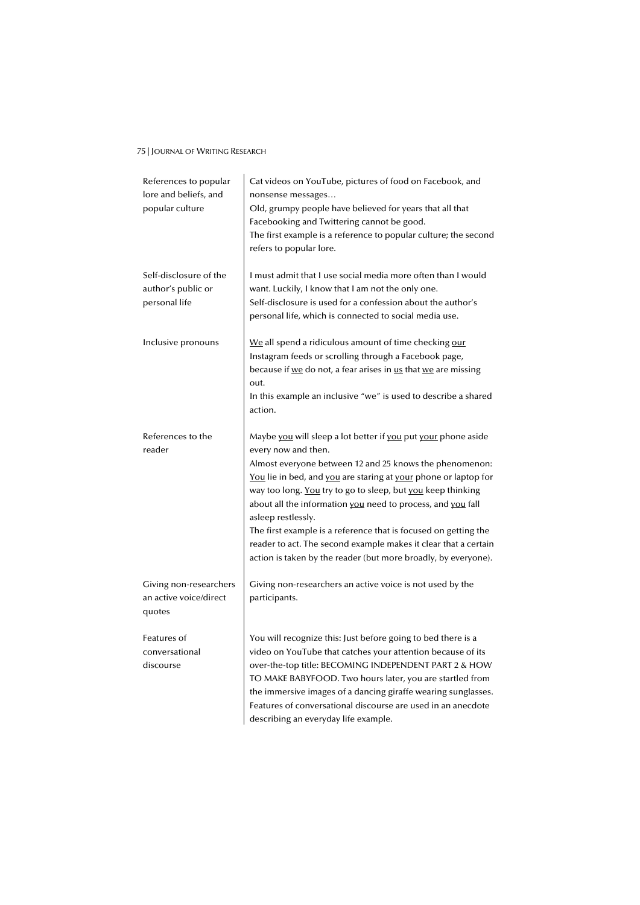| | |
|---|---|
| References to popular lore and beliefs, and popular culture | Cat videos on YouTube, pictures of food on Facebook, and nonsense messages…<br>Old, grumpy people have believed for years that all that Facebooking and Twittering cannot be good.<br>The first example is a reference to popular culture; the second refers to popular lore. |
| Self-disclosure of the author's public or personal life | I must admit that I use social media more often than I would want. Luckily, I know that I am not the only one.<br>Self-disclosure is used for a confession about the author's personal life, which is connected to social media use. |
| Inclusive pronouns | <u>We</u> all spend a ridiculous amount of time checking <u>our</u> Instagram feeds or scrolling through a Facebook page, because if <u>we</u> do not, a fear arises in <u>us</u> that <u>we</u> are missing out.<br>In this example an inclusive "we" is used to describe a shared action. |
| References to the reader | Maybe <u>you</u> will sleep a lot better if <u>you</u> put <u>your</u> phone aside every now and then.<br>Almost everyone between 12 and 25 knows the phenomenon: <u>You</u> lie in bed, and <u>you</u> are staring at <u>your</u> phone or laptop for way too long. <u>You</u> try to go to sleep, but <u>you</u> keep thinking about all the information <u>you</u> need to process, and <u>you</u> fall asleep restlessly.<br>The first example is a reference that is focused on getting the reader to act. The second example makes it clear that a certain action is taken by the reader (but more broadly, by everyone). |
| Giving non-researchers an active voice/direct quotes | Giving non-researchers an active voice is not used by the participants. |
| Features of conversational discourse | You will recognize this: Just before going to bed there is a video on YouTube that catches your attention because of its over-the-top title: BECOMING INDEPENDENT PART 2 & HOW TO MAKE BABYFOOD. Two hours later, you are startled from the immersive images of a dancing giraffe wearing sunglasses.<br>Features of conversational discourse are used in an anecdote describing an everyday life example. |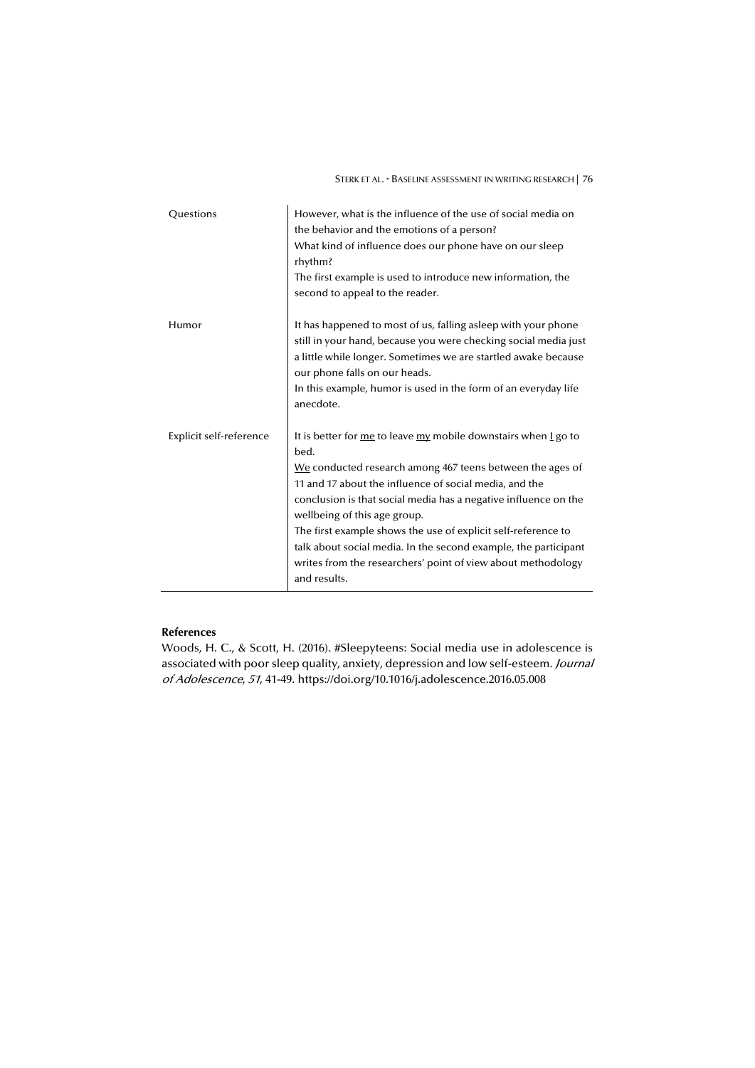| | |
|---|---|
| Questions | However, what is the influence of the use of social media on the behavior and the emotions of a person?<br>What kind of influence does our phone have on our sleep rhythm?<br>The first example is used to introduce new information, the second to appeal to the reader. |
| Humor | It has happened to most of us, falling asleep with your phone still in your hand, because you were checking social media just a little while longer. Sometimes we are startled awake because our phone falls on our heads.<br>In this example, humor is used in the form of an everyday life anecdote. |
| Explicit self-reference | It is better for <u>me</u> to leave <u>my</u> mobile downstairs when <u>I</u> go to bed.<br><u>We</u> conducted research among 467 teens between the ages of 11 and 17 about the influence of social media, and the conclusion is that social media has a negative influence on the wellbeing of this age group.<br>The first example shows the use of explicit self-reference to talk about social media. In the second example, the participant writes from the researchers' point of view about methodology and results. |

**References**

Woods, H. C., & Scott, H. (2016). #Sleepyteens: Social media use in adolescence is associated with poor sleep quality, anxiety, depression and low self-esteem. *Journal of Adolescence*, *51*, 41-49. https://doi.org/10.1016/j.adolescence.2016.05.008